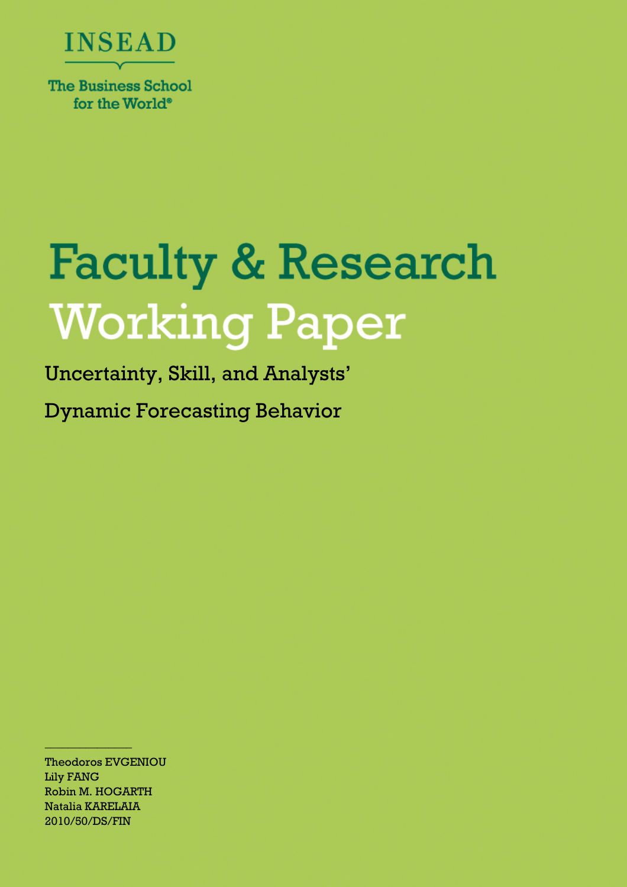INSEAD

The Business School for the World®

# Faculty & Research Working Paper

## Uncertainty, Skill, and Analysts' Dynamic Forecasting Behavior

Theodoros EVGENIOU
Lily FANG
Robin M. HOGARTH
Natalia KARELAIA
2010/50/DS/FIN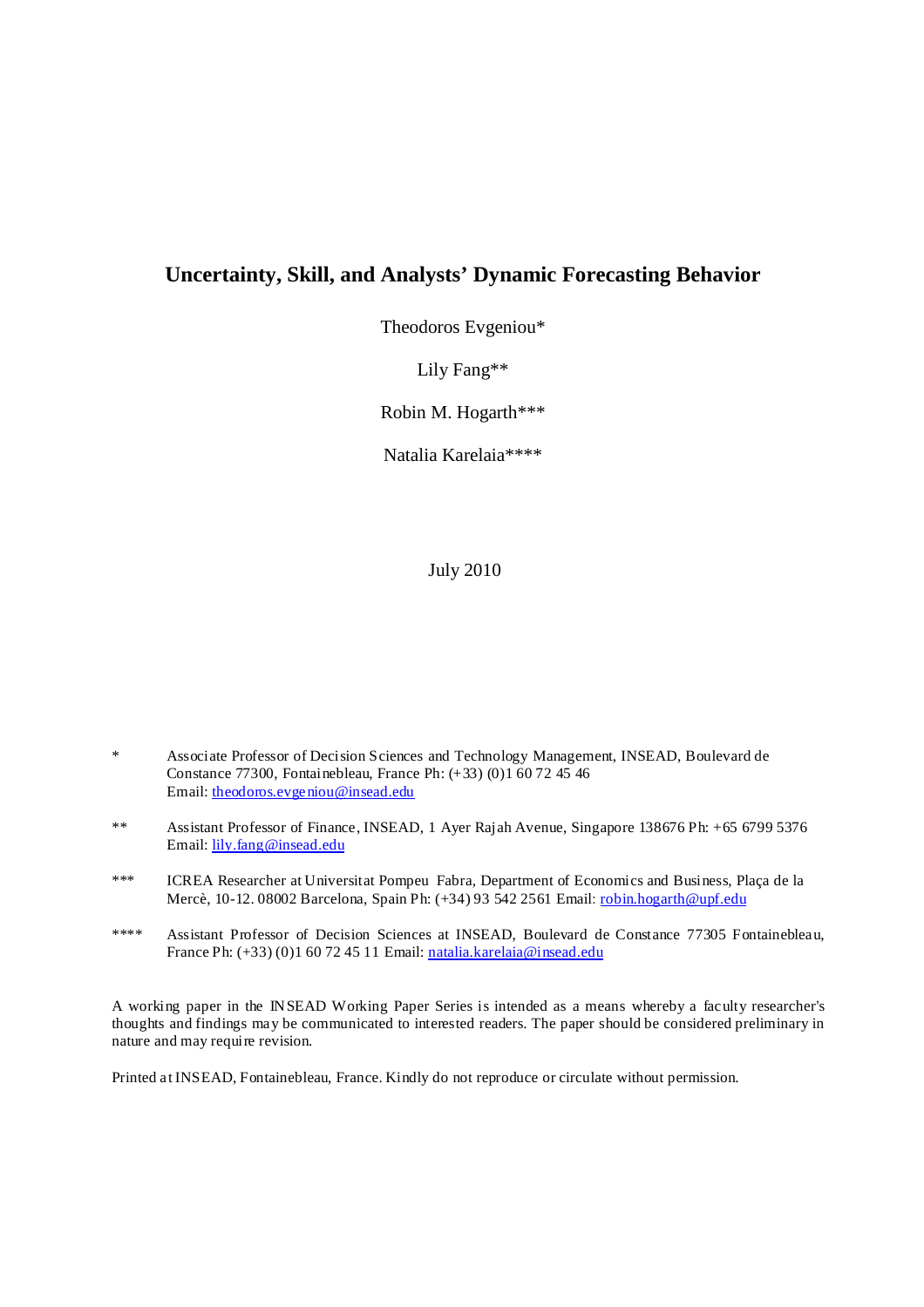# Uncertainty, Skill, and Analysts' Dynamic Forecasting Behavior

Theodoros Evgeniou*

Lily Fang**

Robin M. Hogarth***

Natalia Karelaia****

July 2010

\* Associate Professor of Decision Sciences and Technology Management, INSEAD, Boulevard de Constance 77300, Fontainebleau, France Ph: (+33) (0)1 60 72 45 46 Email: theodoros.evgeniou@insead.edu

\** Assistant Professor of Finance, INSEAD, 1 Ayer Rajah Avenue, Singapore 138676 Ph: +65 6799 5376 Email: lily.fang@insead.edu

\*** ICREA Researcher at Universitat Pompeu Fabra, Department of Economics and Business, Plaça de la Mercè, 10-12. 08002 Barcelona, Spain Ph: (+34) 93 542 2561 Email: robin.hogarth@upf.edu

\**** Assistant Professor of Decision Sciences at INSEAD, Boulevard de Constance 77305 Fontainebleau, France Ph: (+33) (0)1 60 72 45 11 Email: natalia.karelaia@insead.edu

A working paper in the INSEAD Working Paper Series is intended as a means whereby a faculty researcher's thoughts and findings may be communicated to interested readers. The paper should be considered preliminary in nature and may require revision.

Printed at INSEAD, Fontainebleau, France. Kindly do not reproduce or circulate without permission.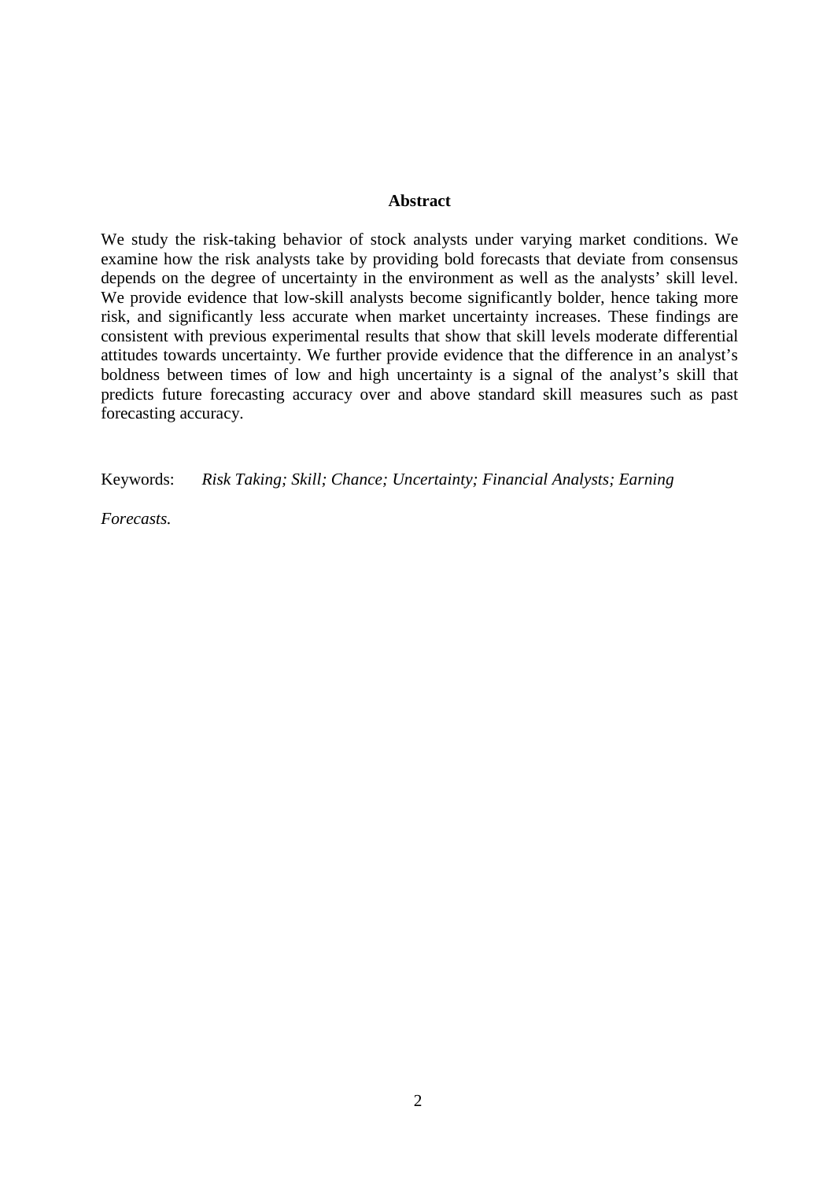## Abstract

We study the risk-taking behavior of stock analysts under varying market conditions. We examine how the risk analysts take by providing bold forecasts that deviate from consensus depends on the degree of uncertainty in the environment as well as the analysts' skill level. We provide evidence that low-skill analysts become significantly bolder, hence taking more risk, and significantly less accurate when market uncertainty increases. These findings are consistent with previous experimental results that show that skill levels moderate differential attitudes towards uncertainty. We further provide evidence that the difference in an analyst's boldness between times of low and high uncertainty is a signal of the analyst's skill that predicts future forecasting accuracy over and above standard skill measures such as past forecasting accuracy.

Keywords: *Risk Taking; Skill; Chance; Uncertainty; Financial Analysts; Earning Forecasts.*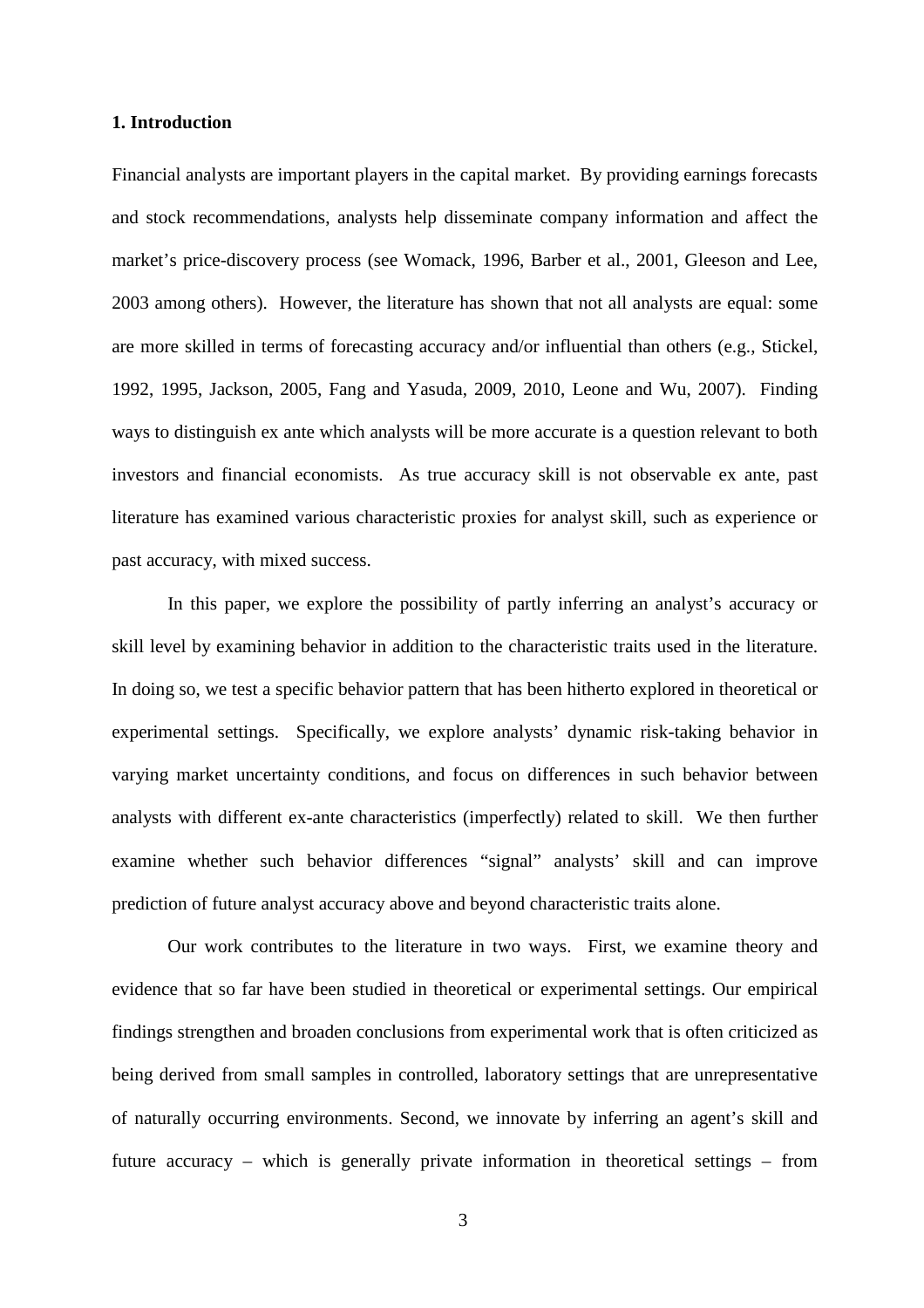## 1. Introduction

Financial analysts are important players in the capital market. By providing earnings forecasts and stock recommendations, analysts help disseminate company information and affect the market's price-discovery process (see Womack, 1996, Barber et al., 2001, Gleeson and Lee, 2003 among others). However, the literature has shown that not all analysts are equal: some are more skilled in terms of forecasting accuracy and/or influential than others (e.g., Stickel, 1992, 1995, Jackson, 2005, Fang and Yasuda, 2009, 2010, Leone and Wu, 2007). Finding ways to distinguish ex ante which analysts will be more accurate is a question relevant to both investors and financial economists. As true accuracy skill is not observable ex ante, past literature has examined various characteristic proxies for analyst skill, such as experience or past accuracy, with mixed success.

In this paper, we explore the possibility of partly inferring an analyst's accuracy or skill level by examining behavior in addition to the characteristic traits used in the literature. In doing so, we test a specific behavior pattern that has been hitherto explored in theoretical or experimental settings. Specifically, we explore analysts' dynamic risk-taking behavior in varying market uncertainty conditions, and focus on differences in such behavior between analysts with different ex-ante characteristics (imperfectly) related to skill. We then further examine whether such behavior differences "signal" analysts' skill and can improve prediction of future analyst accuracy above and beyond characteristic traits alone.

Our work contributes to the literature in two ways. First, we examine theory and evidence that so far have been studied in theoretical or experimental settings. Our empirical findings strengthen and broaden conclusions from experimental work that is often criticized as being derived from small samples in controlled, laboratory settings that are unrepresentative of naturally occurring environments. Second, we innovate by inferring an agent's skill and future accuracy – which is generally private information in theoretical settings – from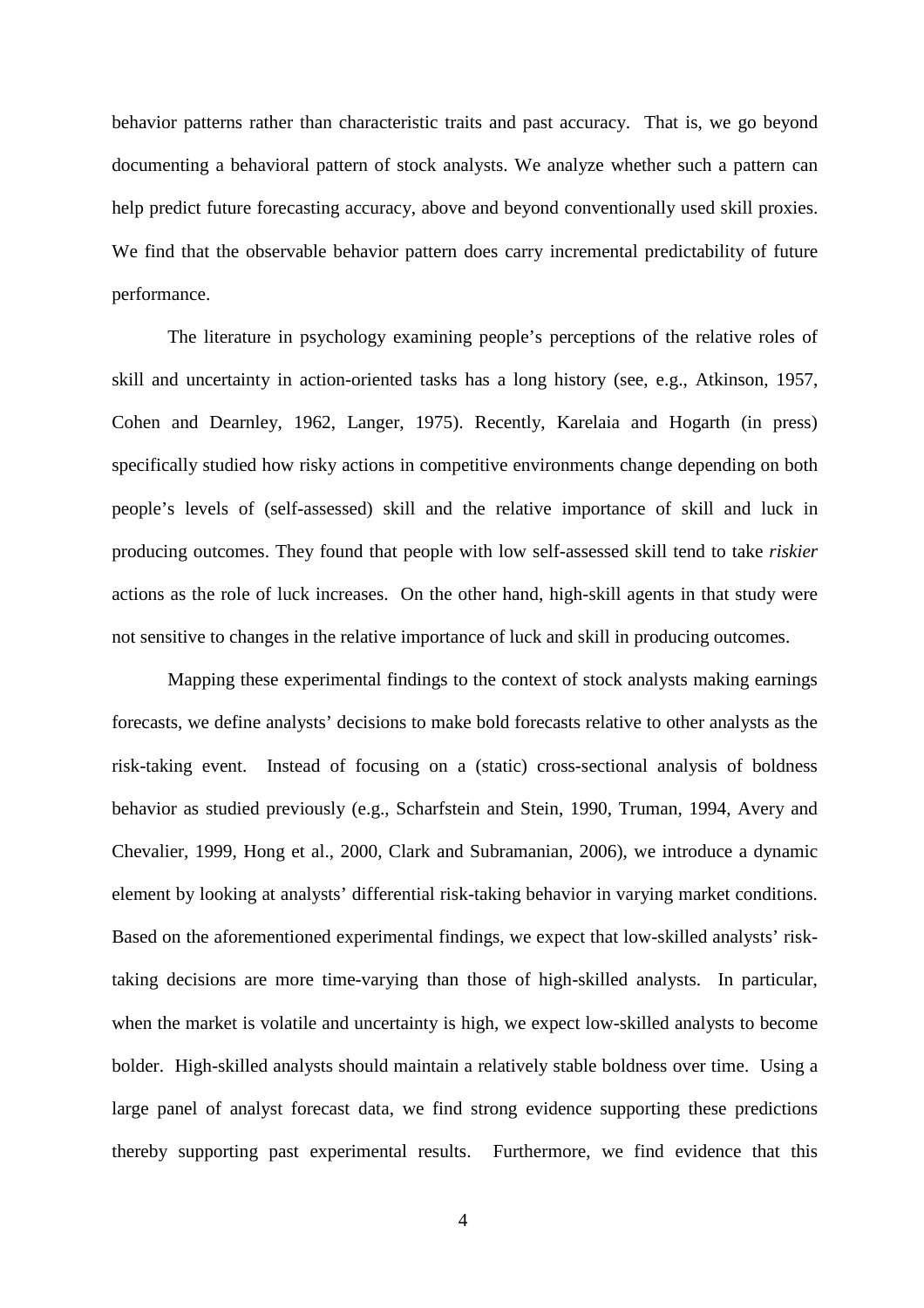behavior patterns rather than characteristic traits and past accuracy. That is, we go beyond documenting a behavioral pattern of stock analysts. We analyze whether such a pattern can help predict future forecasting accuracy, above and beyond conventionally used skill proxies. We find that the observable behavior pattern does carry incremental predictability of future performance.

The literature in psychology examining people's perceptions of the relative roles of skill and uncertainty in action-oriented tasks has a long history (see, e.g., Atkinson, 1957, Cohen and Dearnley, 1962, Langer, 1975). Recently, Karelaia and Hogarth (in press) specifically studied how risky actions in competitive environments change depending on both people's levels of (self-assessed) skill and the relative importance of skill and luck in producing outcomes. They found that people with low self-assessed skill tend to take *riskier* actions as the role of luck increases. On the other hand, high-skill agents in that study were not sensitive to changes in the relative importance of luck and skill in producing outcomes.

Mapping these experimental findings to the context of stock analysts making earnings forecasts, we define analysts' decisions to make bold forecasts relative to other analysts as the risk-taking event. Instead of focusing on a (static) cross-sectional analysis of boldness behavior as studied previously (e.g., Scharfstein and Stein, 1990, Truman, 1994, Avery and Chevalier, 1999, Hong et al., 2000, Clark and Subramanian, 2006), we introduce a dynamic element by looking at analysts' differential risk-taking behavior in varying market conditions. Based on the aforementioned experimental findings, we expect that low-skilled analysts' risk-taking decisions are more time-varying than those of high-skilled analysts. In particular, when the market is volatile and uncertainty is high, we expect low-skilled analysts to become bolder. High-skilled analysts should maintain a relatively stable boldness over time. Using a large panel of analyst forecast data, we find strong evidence supporting these predictions thereby supporting past experimental results. Furthermore, we find evidence that this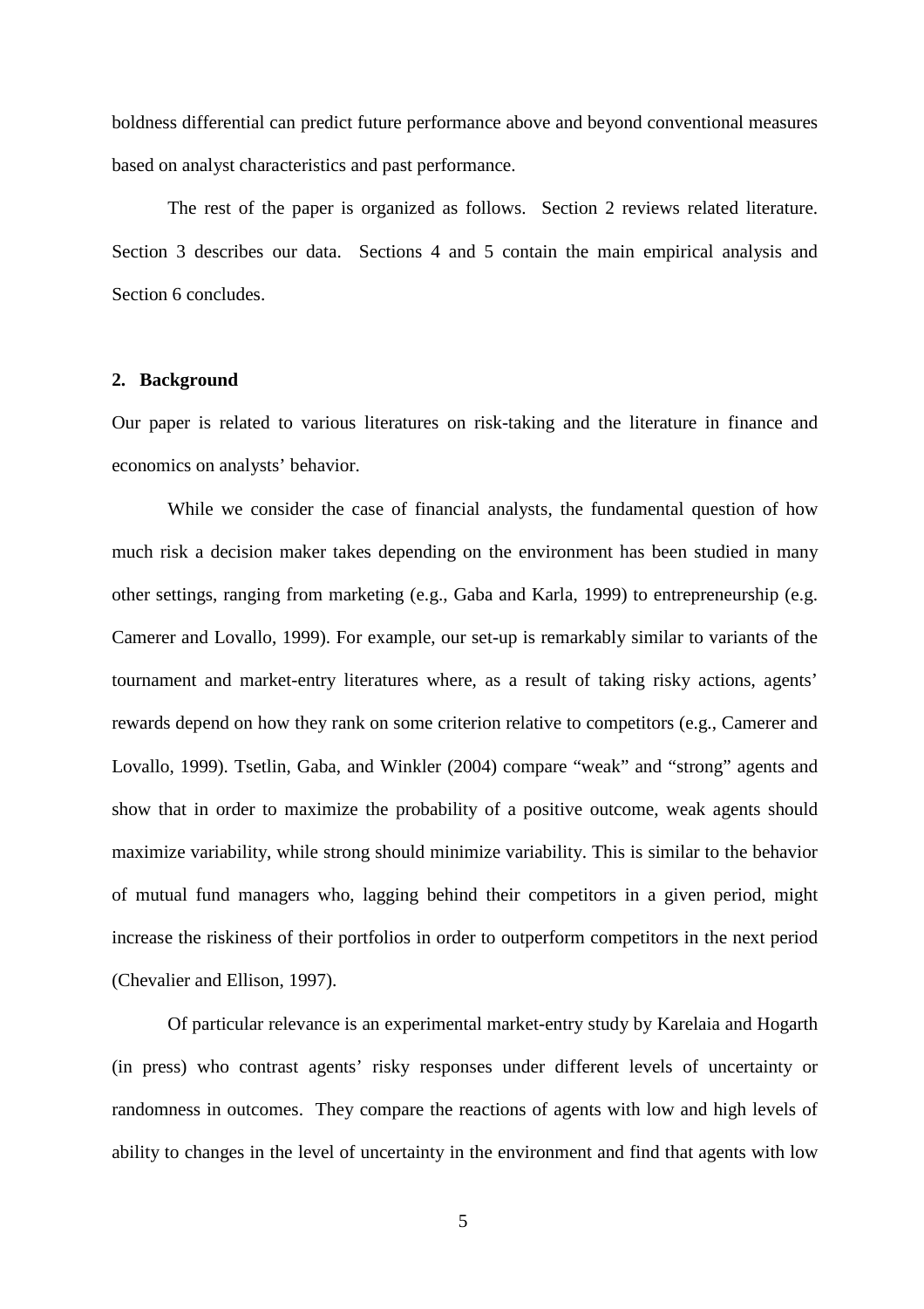boldness differential can predict future performance above and beyond conventional measures based on analyst characteristics and past performance.

The rest of the paper is organized as follows. Section 2 reviews related literature. Section 3 describes our data. Sections 4 and 5 contain the main empirical analysis and Section 6 concludes.

## 2. Background

Our paper is related to various literatures on risk-taking and the literature in finance and economics on analysts' behavior.

While we consider the case of financial analysts, the fundamental question of how much risk a decision maker takes depending on the environment has been studied in many other settings, ranging from marketing (e.g., Gaba and Karla, 1999) to entrepreneurship (e.g. Camerer and Lovallo, 1999). For example, our set-up is remarkably similar to variants of the tournament and market-entry literatures where, as a result of taking risky actions, agents' rewards depend on how they rank on some criterion relative to competitors (e.g., Camerer and Lovallo, 1999). Tsetlin, Gaba, and Winkler (2004) compare "weak" and "strong" agents and show that in order to maximize the probability of a positive outcome, weak agents should maximize variability, while strong should minimize variability. This is similar to the behavior of mutual fund managers who, lagging behind their competitors in a given period, might increase the riskiness of their portfolios in order to outperform competitors in the next period (Chevalier and Ellison, 1997).

Of particular relevance is an experimental market-entry study by Karelaia and Hogarth (in press) who contrast agents' risky responses under different levels of uncertainty or randomness in outcomes. They compare the reactions of agents with low and high levels of ability to changes in the level of uncertainty in the environment and find that agents with low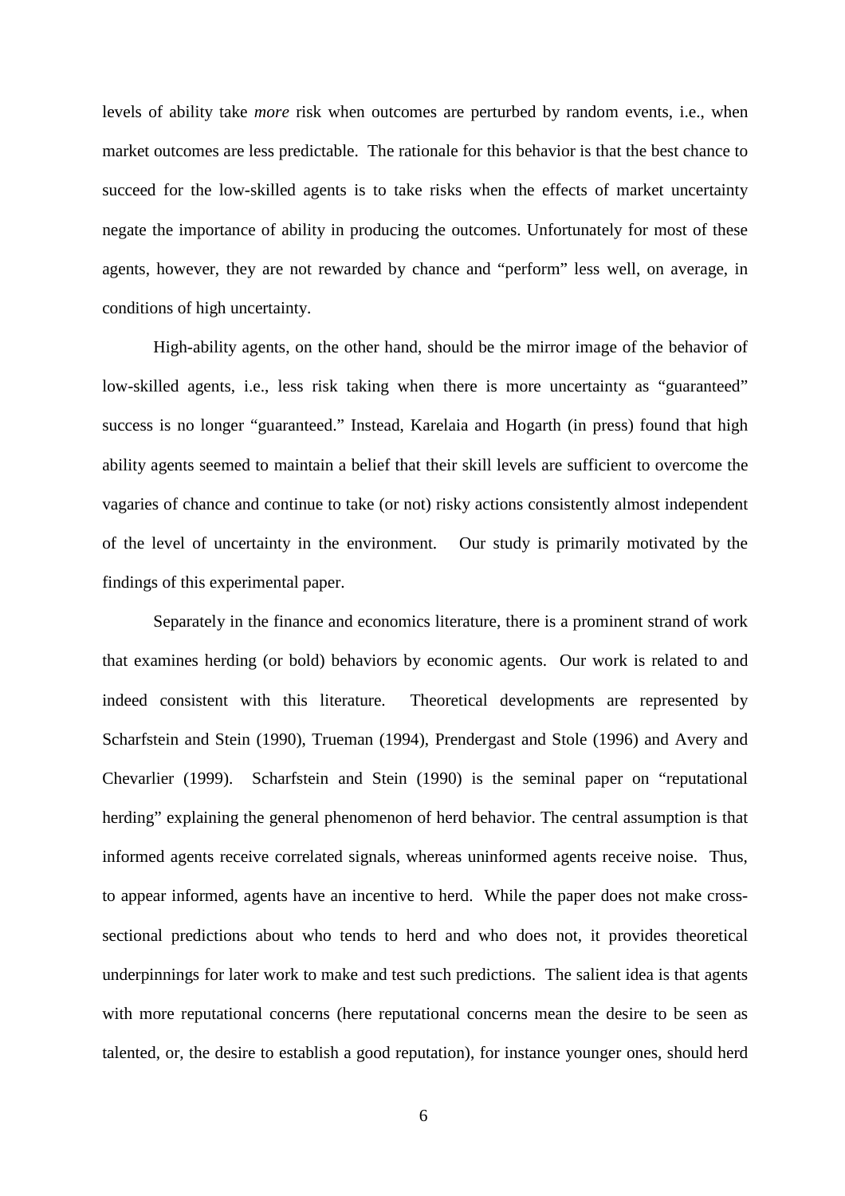levels of ability take *more* risk when outcomes are perturbed by random events, i.e., when market outcomes are less predictable. The rationale for this behavior is that the best chance to succeed for the low-skilled agents is to take risks when the effects of market uncertainty negate the importance of ability in producing the outcomes. Unfortunately for most of these agents, however, they are not rewarded by chance and "perform" less well, on average, in conditions of high uncertainty.

High-ability agents, on the other hand, should be the mirror image of the behavior of low-skilled agents, i.e., less risk taking when there is more uncertainty as "guaranteed" success is no longer "guaranteed." Instead, Karelaia and Hogarth (in press) found that high ability agents seemed to maintain a belief that their skill levels are sufficient to overcome the vagaries of chance and continue to take (or not) risky actions consistently almost independent of the level of uncertainty in the environment. Our study is primarily motivated by the findings of this experimental paper.

Separately in the finance and economics literature, there is a prominent strand of work that examines herding (or bold) behaviors by economic agents. Our work is related to and indeed consistent with this literature. Theoretical developments are represented by Scharfstein and Stein (1990), Trueman (1994), Prendergast and Stole (1996) and Avery and Chevarlier (1999). Scharfstein and Stein (1990) is the seminal paper on "reputational herding" explaining the general phenomenon of herd behavior. The central assumption is that informed agents receive correlated signals, whereas uninformed agents receive noise. Thus, to appear informed, agents have an incentive to herd. While the paper does not make cross-sectional predictions about who tends to herd and who does not, it provides theoretical underpinnings for later work to make and test such predictions. The salient idea is that agents with more reputational concerns (here reputational concerns mean the desire to be seen as talented, or, the desire to establish a good reputation), for instance younger ones, should herd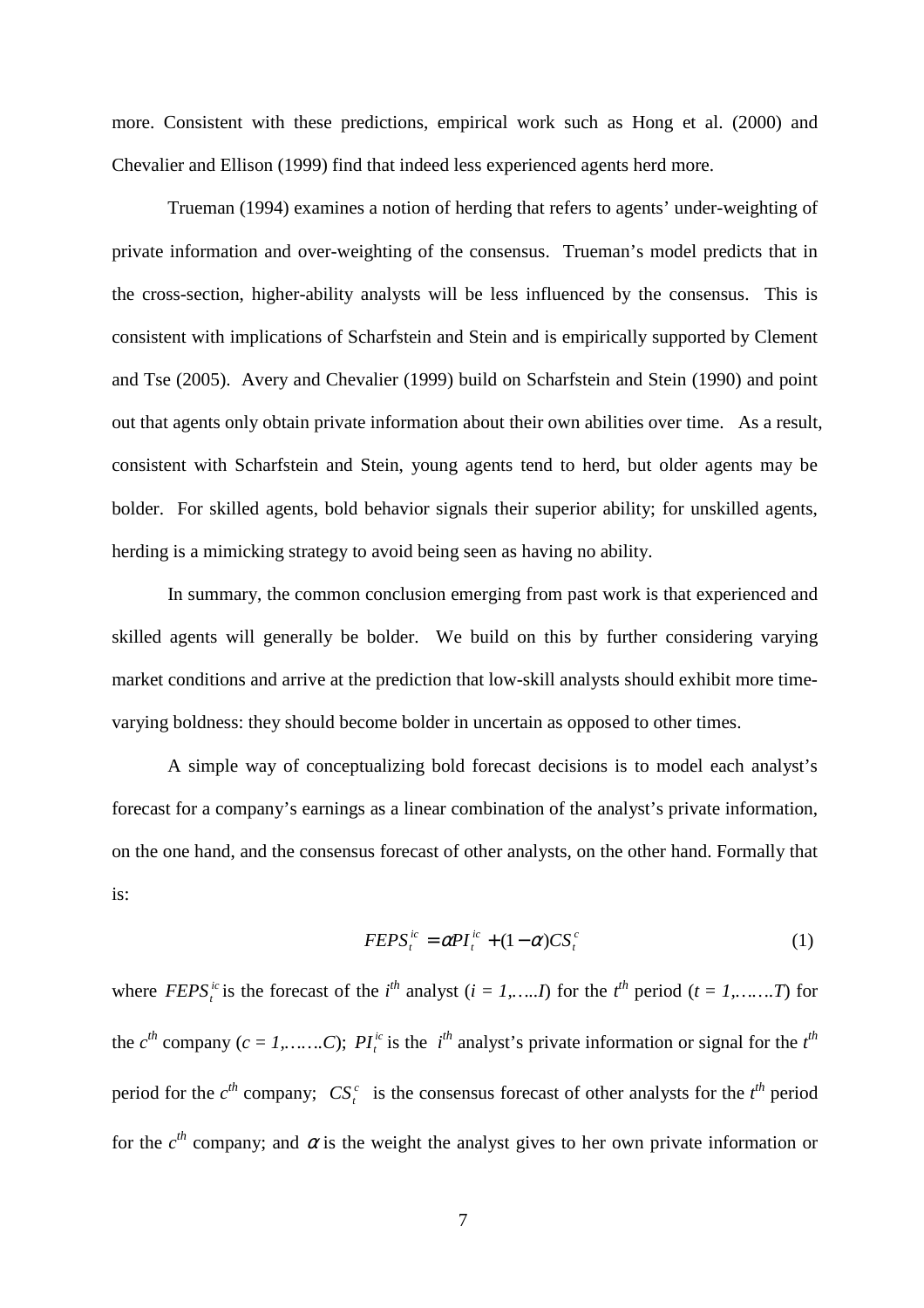more. Consistent with these predictions, empirical work such as Hong et al. (2000) and Chevalier and Ellison (1999) find that indeed less experienced agents herd more.

Trueman (1994) examines a notion of herding that refers to agents' under-weighting of private information and over-weighting of the consensus. Trueman's model predicts that in the cross-section, higher-ability analysts will be less influenced by the consensus. This is consistent with implications of Scharfstein and Stein and is empirically supported by Clement and Tse (2005). Avery and Chevalier (1999) build on Scharfstein and Stein (1990) and point out that agents only obtain private information about their own abilities over time. As a result, consistent with Scharfstein and Stein, young agents tend to herd, but older agents may be bolder. For skilled agents, bold behavior signals their superior ability; for unskilled agents, herding is a mimicking strategy to avoid being seen as having no ability.

In summary, the common conclusion emerging from past work is that experienced and skilled agents will generally be bolder. We build on this by further considering varying market conditions and arrive at the prediction that low-skill analysts should exhibit more time-varying boldness: they should become bolder in uncertain as opposed to other times.

A simple way of conceptualizing bold forecast decisions is to model each analyst's forecast for a company's earnings as a linear combination of the analyst's private information, on the one hand, and the consensus forecast of other analysts, on the other hand. Formally that is:

$$FEPS_t^{ic} = \alpha PI_t^{ic} + (1-\alpha)CS_t^c \quad (1)$$

where $FEPS_t^{ic}$ is the forecast of the $i^{th}$ analyst ($i = 1,\ldots..I$) for the $t^{th}$ period ($t = 1,\ldots\ldots T$) for the $c^{th}$ company ($c = 1,\ldots\ldots C$); $PI_t^{ic}$ is the $i^{th}$ analyst's private information or signal for the $t^{th}$ period for the $c^{th}$ company; $CS_t^c$ is the consensus forecast of other analysts for the $t^{th}$ period for the $c^{th}$ company; and $\alpha$ is the weight the analyst gives to her own private information or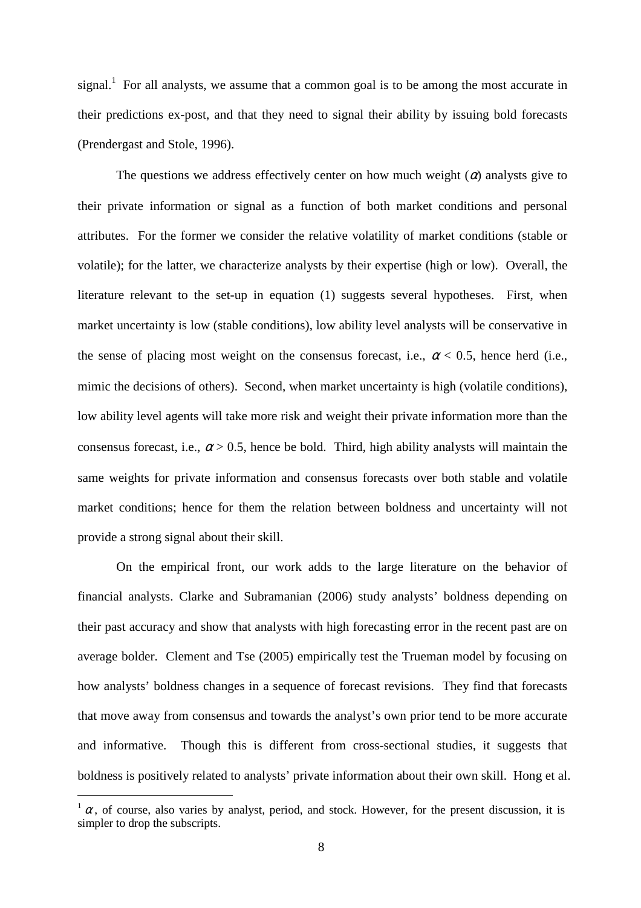signal.[1] For all analysts, we assume that a common goal is to be among the most accurate in their predictions ex-post, and that they need to signal their ability by issuing bold forecasts (Prendergast and Stole, 1996).

The questions we address effectively center on how much weight ($\alpha$) analysts give to their private information or signal as a function of both market conditions and personal attributes. For the former we consider the relative volatility of market conditions (stable or volatile); for the latter, we characterize analysts by their expertise (high or low). Overall, the literature relevant to the set-up in equation (1) suggests several hypotheses. First, when market uncertainty is low (stable conditions), low ability level analysts will be conservative in the sense of placing most weight on the consensus forecast, i.e., $\alpha < 0.5$, hence herd (i.e., mimic the decisions of others). Second, when market uncertainty is high (volatile conditions), low ability level agents will take more risk and weight their private information more than the consensus forecast, i.e., $\alpha > 0.5$, hence be bold. Third, high ability analysts will maintain the same weights for private information and consensus forecasts over both stable and volatile market conditions; hence for them the relation between boldness and uncertainty will not provide a strong signal about their skill.

On the empirical front, our work adds to the large literature on the behavior of financial analysts. Clarke and Subramanian (2006) study analysts' boldness depending on their past accuracy and show that analysts with high forecasting error in the recent past are on average bolder. Clement and Tse (2005) empirically test the Trueman model by focusing on how analysts' boldness changes in a sequence of forecast revisions. They find that forecasts that move away from consensus and towards the analyst's own prior tend to be more accurate and informative. Though this is different from cross-sectional studies, it suggests that boldness is positively related to analysts' private information about their own skill. Hong et al.

[1] $\alpha$, of course, also varies by analyst, period, and stock. However, for the present discussion, it is simpler to drop the subscripts.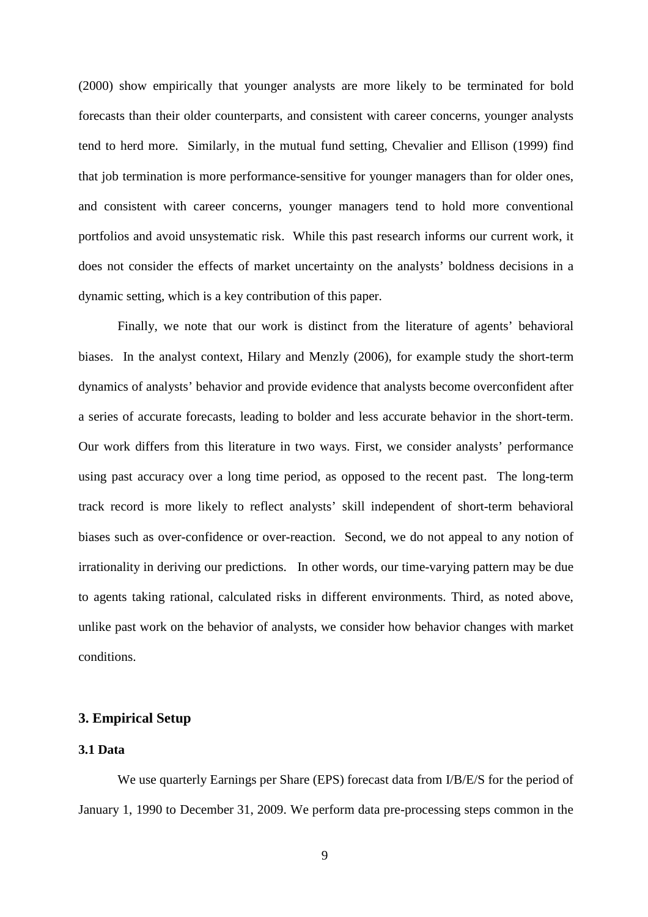(2000) show empirically that younger analysts are more likely to be terminated for bold forecasts than their older counterparts, and consistent with career concerns, younger analysts tend to herd more. Similarly, in the mutual fund setting, Chevalier and Ellison (1999) find that job termination is more performance-sensitive for younger managers than for older ones, and consistent with career concerns, younger managers tend to hold more conventional portfolios and avoid unsystematic risk. While this past research informs our current work, it does not consider the effects of market uncertainty on the analysts' boldness decisions in a dynamic setting, which is a key contribution of this paper.

Finally, we note that our work is distinct from the literature of agents' behavioral biases. In the analyst context, Hilary and Menzly (2006), for example study the short-term dynamics of analysts' behavior and provide evidence that analysts become overconfident after a series of accurate forecasts, leading to bolder and less accurate behavior in the short-term. Our work differs from this literature in two ways. First, we consider analysts' performance using past accuracy over a long time period, as opposed to the recent past. The long-term track record is more likely to reflect analysts' skill independent of short-term behavioral biases such as over-confidence or over-reaction. Second, we do not appeal to any notion of irrationality in deriving our predictions. In other words, our time-varying pattern may be due to agents taking rational, calculated risks in different environments. Third, as noted above, unlike past work on the behavior of analysts, we consider how behavior changes with market conditions.

## 3. Empirical Setup

### 3.1 Data

We use quarterly Earnings per Share (EPS) forecast data from I/B/E/S for the period of January 1, 1990 to December 31, 2009. We perform data pre-processing steps common in the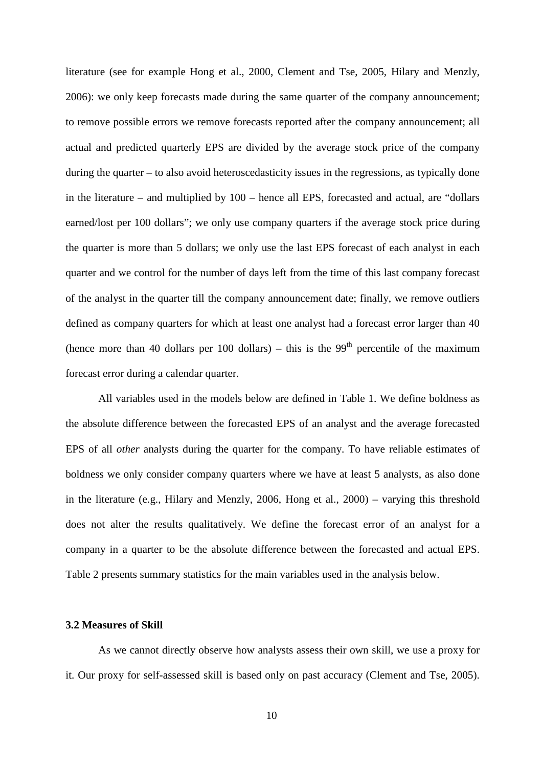literature (see for example Hong et al., 2000, Clement and Tse, 2005, Hilary and Menzly, 2006): we only keep forecasts made during the same quarter of the company announcement; to remove possible errors we remove forecasts reported after the company announcement; all actual and predicted quarterly EPS are divided by the average stock price of the company during the quarter – to also avoid heteroscedasticity issues in the regressions, as typically done in the literature – and multiplied by 100 – hence all EPS, forecasted and actual, are "dollars earned/lost per 100 dollars"; we only use company quarters if the average stock price during the quarter is more than 5 dollars; we only use the last EPS forecast of each analyst in each quarter and we control for the number of days left from the time of this last company forecast of the analyst in the quarter till the company announcement date; finally, we remove outliers defined as company quarters for which at least one analyst had a forecast error larger than 40 (hence more than 40 dollars per 100 dollars) – this is the 99$^{th}$ percentile of the maximum forecast error during a calendar quarter.

All variables used in the models below are defined in Table 1. We define boldness as the absolute difference between the forecasted EPS of an analyst and the average forecasted EPS of all *other* analysts during the quarter for the company. To have reliable estimates of boldness we only consider company quarters where we have at least 5 analysts, as also done in the literature (e.g., Hilary and Menzly, 2006, Hong et al., 2000) – varying this threshold does not alter the results qualitatively. We define the forecast error of an analyst for a company in a quarter to be the absolute difference between the forecasted and actual EPS. Table 2 presents summary statistics for the main variables used in the analysis below.

### 3.2 Measures of Skill

As we cannot directly observe how analysts assess their own skill, we use a proxy for it. Our proxy for self-assessed skill is based only on past accuracy (Clement and Tse, 2005).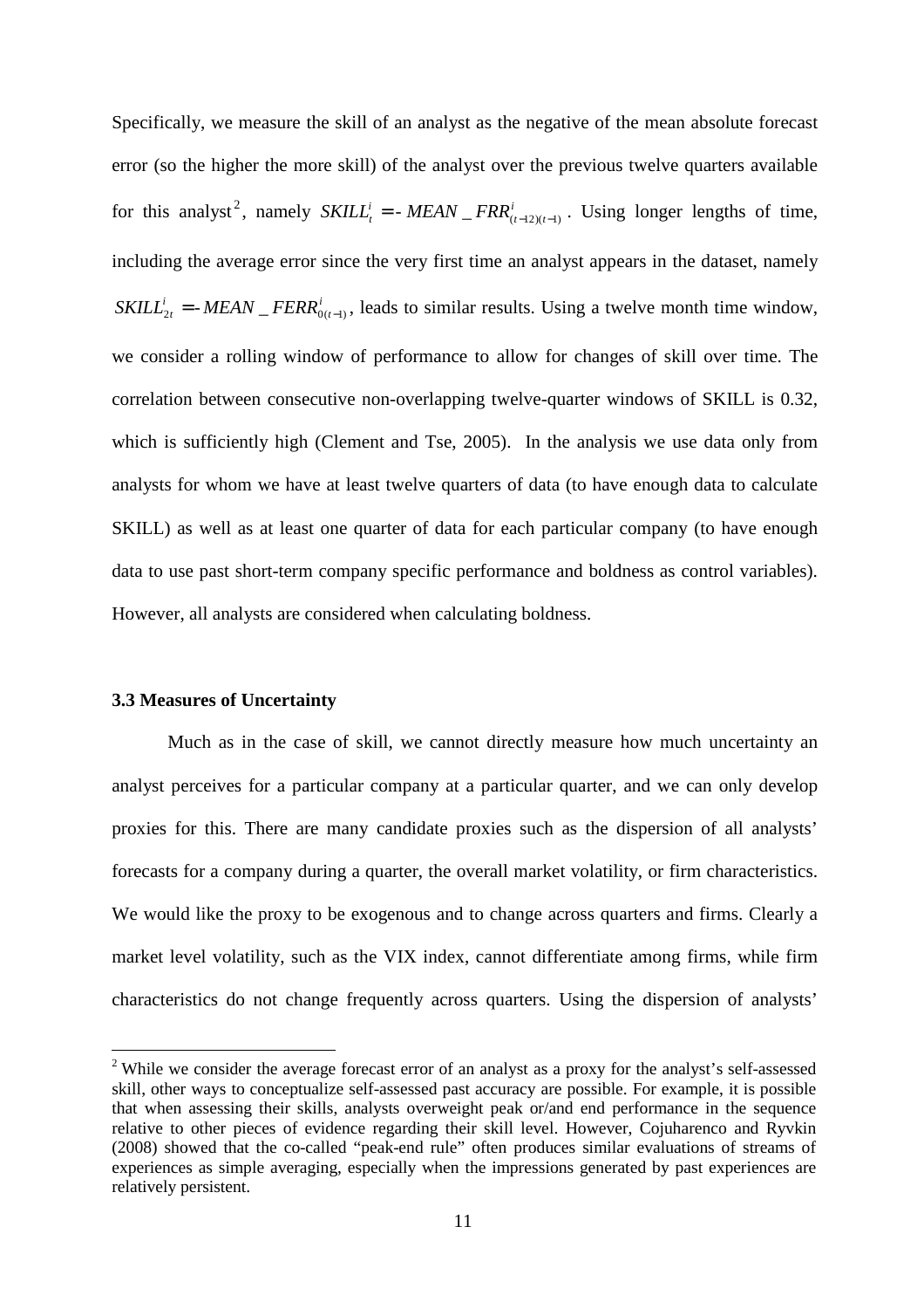Specifically, we measure the skill of an analyst as the negative of the mean absolute forecast error (so the higher the more skill) of the analyst over the previous twelve quarters available for this analyst[2], namely $SKILL_t^i = -MEAN\_FRR_{(t-12)(t-1)}^i$. Using longer lengths of time, including the average error since the very first time an analyst appears in the dataset, namely $SKILL_{2t}^i = -MEAN\_FERR_{0(t-1)}^i$, leads to similar results. Using a twelve month time window, we consider a rolling window of performance to allow for changes of skill over time. The correlation between consecutive non-overlapping twelve-quarter windows of SKILL is 0.32, which is sufficiently high (Clement and Tse, 2005). In the analysis we use data only from analysts for whom we have at least twelve quarters of data (to have enough data to calculate SKILL) as well as at least one quarter of data for each particular company (to have enough data to use past short-term company specific performance and boldness as control variables). However, all analysts are considered when calculating boldness.

### 3.3 Measures of Uncertainty

Much as in the case of skill, we cannot directly measure how much uncertainty an analyst perceives for a particular company at a particular quarter, and we can only develop proxies for this. There are many candidate proxies such as the dispersion of all analysts' forecasts for a company during a quarter, the overall market volatility, or firm characteristics. We would like the proxy to be exogenous and to change across quarters and firms. Clearly a market level volatility, such as the VIX index, cannot differentiate among firms, while firm characteristics do not change frequently across quarters. Using the dispersion of analysts'

[2] While we consider the average forecast error of an analyst as a proxy for the analyst's self-assessed skill, other ways to conceptualize self-assessed past accuracy are possible. For example, it is possible that when assessing their skills, analysts overweight peak or/and end performance in the sequence relative to other pieces of evidence regarding their skill level. However, Cojuharenco and Ryvkin (2008) showed that the co-called "peak-end rule" often produces similar evaluations of streams of experiences as simple averaging, especially when the impressions generated by past experiences are relatively persistent.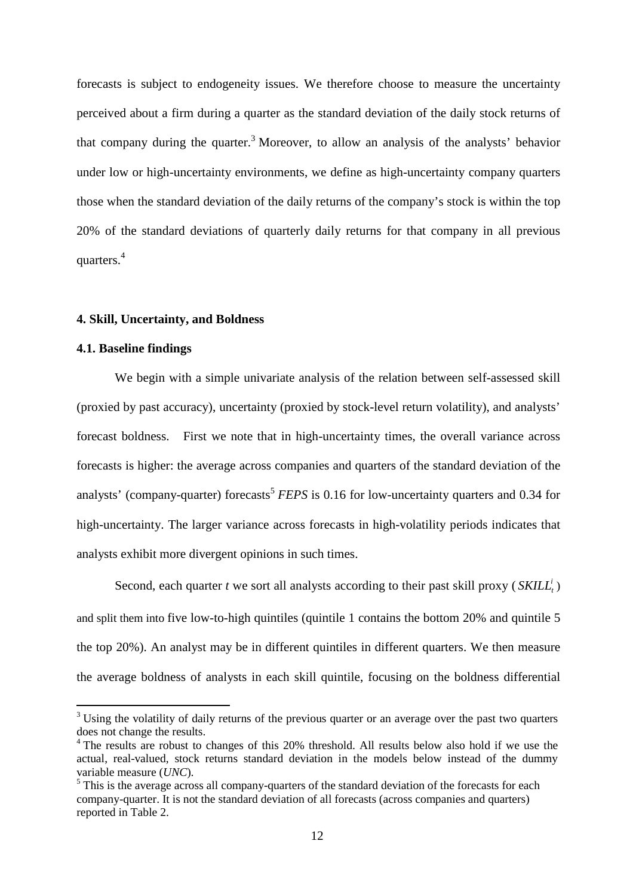forecasts is subject to endogeneity issues. We therefore choose to measure the uncertainty perceived about a firm during a quarter as the standard deviation of the daily stock returns of that company during the quarter.[3] Moreover, to allow an analysis of the analysts' behavior under low or high-uncertainty environments, we define as high-uncertainty company quarters those when the standard deviation of the daily returns of the company's stock is within the top 20% of the standard deviations of quarterly daily returns for that company in all previous quarters.[4]

### 4. Skill, Uncertainty, and Boldness

#### 4.1. Baseline findings

We begin with a simple univariate analysis of the relation between self-assessed skill (proxied by past accuracy), uncertainty (proxied by stock-level return volatility), and analysts' forecast boldness. First we note that in high-uncertainty times, the overall variance across forecasts is higher: the average across companies and quarters of the standard deviation of the analysts' (company-quarter) forecasts[5] *FEPS* is 0.16 for low-uncertainty quarters and 0.34 for high-uncertainty. The larger variance across forecasts in high-volatility periods indicates that analysts exhibit more divergent opinions in such times.

Second, each quarter *t* we sort all analysts according to their past skill proxy ($SKILL_t^i$) and split them into five low-to-high quintiles (quintile 1 contains the bottom 20% and quintile 5 the top 20%). An analyst may be in different quintiles in different quarters. We then measure the average boldness of analysts in each skill quintile, focusing on the boldness differential

---

[3] Using the volatility of daily returns of the previous quarter or an average over the past two quarters does not change the results.

[4] The results are robust to changes of this 20% threshold. All results below also hold if we use the actual, real-valued, stock returns standard deviation in the models below instead of the dummy variable measure (*UNC*).

[5] This is the average across all company-quarters of the standard deviation of the forecasts for each company-quarter. It is not the standard deviation of all forecasts (across companies and quarters) reported in Table 2.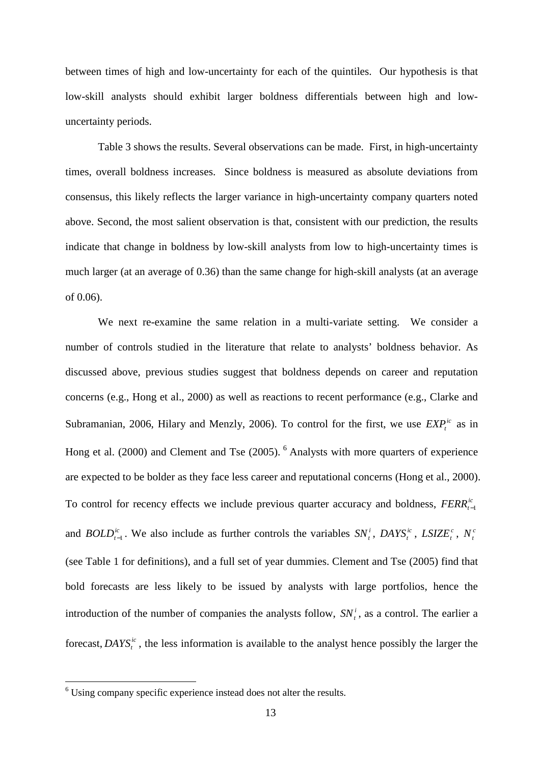between times of high and low-uncertainty for each of the quintiles. Our hypothesis is that low-skill analysts should exhibit larger boldness differentials between high and low-uncertainty periods.

Table 3 shows the results. Several observations can be made. First, in high-uncertainty times, overall boldness increases. Since boldness is measured as absolute deviations from consensus, this likely reflects the larger variance in high-uncertainty company quarters noted above. Second, the most salient observation is that, consistent with our prediction, the results indicate that change in boldness by low-skill analysts from low to high-uncertainty times is much larger (at an average of 0.36) than the same change for high-skill analysts (at an average of 0.06).

We next re-examine the same relation in a multi-variate setting. We consider a number of controls studied in the literature that relate to analysts' boldness behavior. As discussed above, previous studies suggest that boldness depends on career and reputation concerns (e.g., Hong et al., 2000) as well as reactions to recent performance (e.g., Clarke and Subramanian, 2006, Hilary and Menzly, 2006). To control for the first, we use $EXP_t^{ic}$ as in Hong et al. (2000) and Clement and Tse (2005).[6] Analysts with more quarters of experience are expected to be bolder as they face less career and reputational concerns (Hong et al., 2000). To control for recency effects we include previous quarter accuracy and boldness, $FERR_{t-1}^{ic}$ and $BOLD_{t-1}^{ic}$. We also include as further controls the variables $SN_t^i$, $DAYS_t^{ic}$, $LSIZE_t^c$, $N_t^c$ (see Table 1 for definitions), and a full set of year dummies. Clement and Tse (2005) find that bold forecasts are less likely to be issued by analysts with large portfolios, hence the introduction of the number of companies the analysts follow, $SN_t^i$, as a control. The earlier a forecast, $DAYS_t^{ic}$, the less information is available to the analyst hence possibly the larger the

[6] Using company specific experience instead does not alter the results.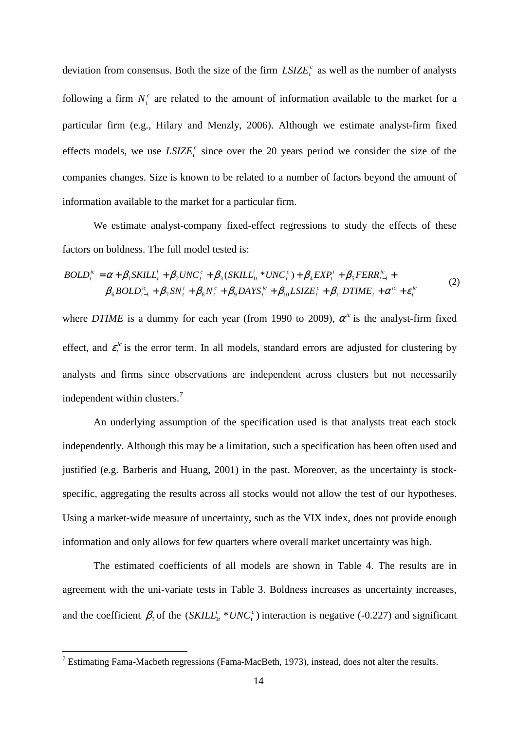deviation from consensus. Both the size of the firm $LSIZE_t^c$ as well as the number of analysts following a firm $N_t^c$ are related to the amount of information available to the market for a particular firm (e.g., Hilary and Menzly, 2006). Although we estimate analyst-firm fixed effects models, we use $LSIZE_t^c$ since over the 20 years period we consider the size of the companies changes. Size is known to be related to a number of factors beyond the amount of information available to the market for a particular firm.

We estimate analyst-company fixed-effect regressions to study the effects of these factors on boldness. The full model tested is:

$$
\begin{aligned}
BOLD_t^{ic} = \alpha + \beta_1 SKILL_t^i + \beta_2 UNC_t^c + \beta_3 (SKILL_{1t}^i * UNC_t^c) + \beta_4 EXP_t^i + \beta_5 FERR_{t-1}^{ic} + \\
\beta_6 BOLD_{t-1}^{ic} + \beta_7 SN_t^i + \beta_8 N_t^c + \beta_9 DAYS_t^{ic} + \beta_{10} LSIZE_t^c + \beta_{11} DTIME_t + \alpha^{ic} + \varepsilon_t^{ic}
\end{aligned}
\tag{2}
$$

where *DTIME* is a dummy for each year (from 1990 to 2009), $\alpha^{ic}$ is the analyst-firm fixed effect, and $\varepsilon_t^{ic}$ is the error term. In all models, standard errors are adjusted for clustering by analysts and firms since observations are independent across clusters but not necessarily independent within clusters.[7]

An underlying assumption of the specification used is that analysts treat each stock independently. Although this may be a limitation, such a specification has been often used and justified (e.g. Barberis and Huang, 2001) in the past. Moreover, as the uncertainty is stock-specific, aggregating the results across all stocks would not allow the test of our hypotheses. Using a market-wide measure of uncertainty, such as the VIX index, does not provide enough information and only allows for few quarters where overall market uncertainty was high.

The estimated coefficients of all models are shown in Table 4. The results are in agreement with the uni-variate tests in Table 3. Boldness increases as uncertainty increases, and the coefficient $\beta_3$ of the $(SKILL_{1t}^i * UNC_t^c)$ interaction is negative (-0.227) and significant

[7] Estimating Fama-Macbeth regressions (Fama-MacBeth, 1973), instead, does not alter the results.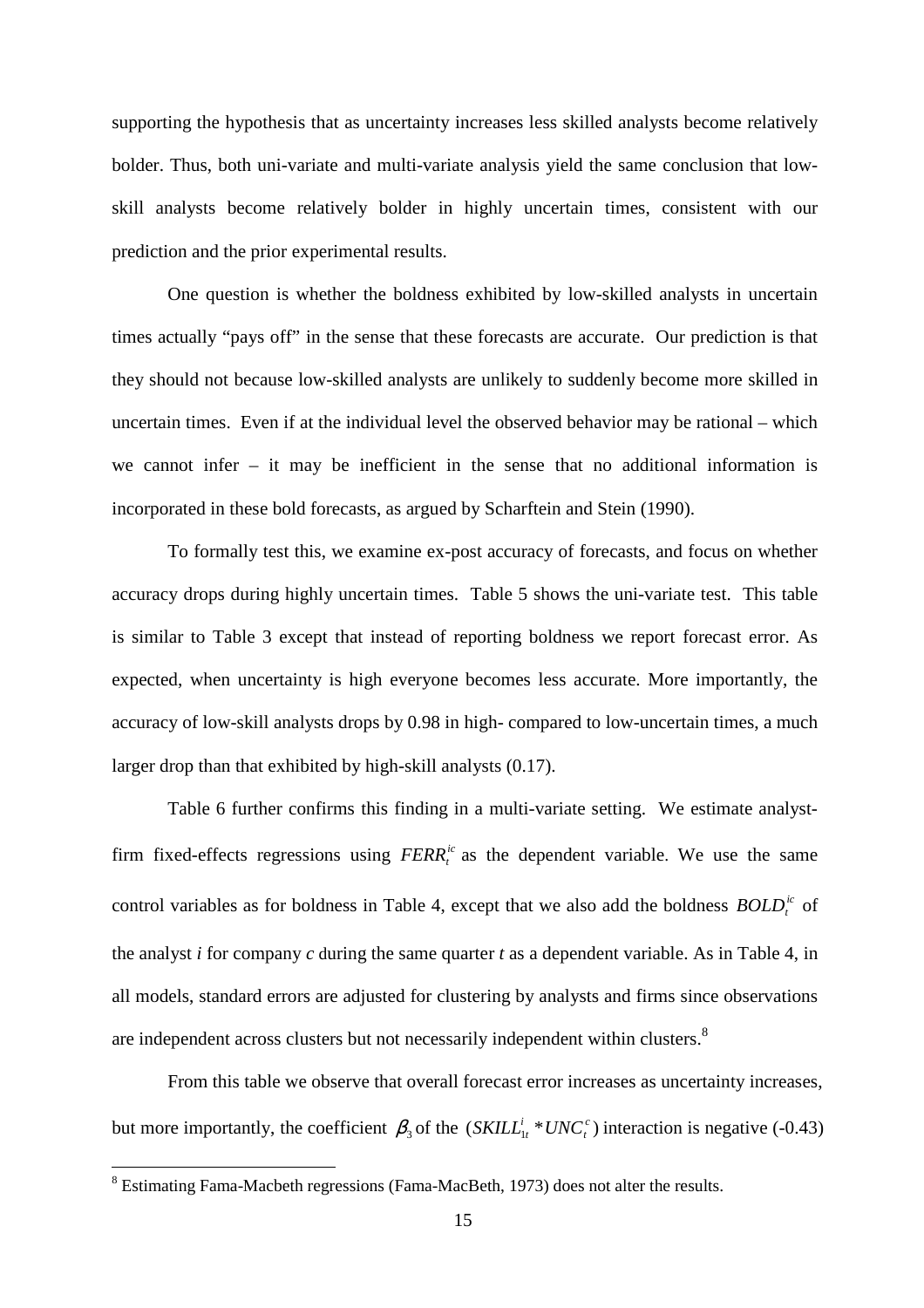supporting the hypothesis that as uncertainty increases less skilled analysts become relatively bolder. Thus, both uni-variate and multi-variate analysis yield the same conclusion that low-skill analysts become relatively bolder in highly uncertain times, consistent with our prediction and the prior experimental results.

One question is whether the boldness exhibited by low-skilled analysts in uncertain times actually "pays off" in the sense that these forecasts are accurate. Our prediction is that they should not because low-skilled analysts are unlikely to suddenly become more skilled in uncertain times. Even if at the individual level the observed behavior may be rational – which we cannot infer – it may be inefficient in the sense that no additional information is incorporated in these bold forecasts, as argued by Scharftein and Stein (1990).

To formally test this, we examine ex-post accuracy of forecasts, and focus on whether accuracy drops during highly uncertain times. Table 5 shows the uni-variate test. This table is similar to Table 3 except that instead of reporting boldness we report forecast error. As expected, when uncertainty is high everyone becomes less accurate. More importantly, the accuracy of low-skill analysts drops by 0.98 in high- compared to low-uncertain times, a much larger drop than that exhibited by high-skill analysts (0.17).

Table 6 further confirms this finding in a multi-variate setting. We estimate analyst-firm fixed-effects regressions using $FERR_t^{ic}$ as the dependent variable. We use the same control variables as for boldness in Table 4, except that we also add the boldness $BOLD_t^{ic}$ of the analyst *i* for company *c* during the same quarter *t* as a dependent variable. As in Table 4, in all models, standard errors are adjusted for clustering by analysts and firms since observations are independent across clusters but not necessarily independent within clusters.[8]

From this table we observe that overall forecast error increases as uncertainty increases, but more importantly, the coefficient $\beta_3$ of the $(SKILL_{1t}^i * UNC_t^c)$ interaction is negative (-0.43)

[8] Estimating Fama-Macbeth regressions (Fama-MacBeth, 1973) does not alter the results.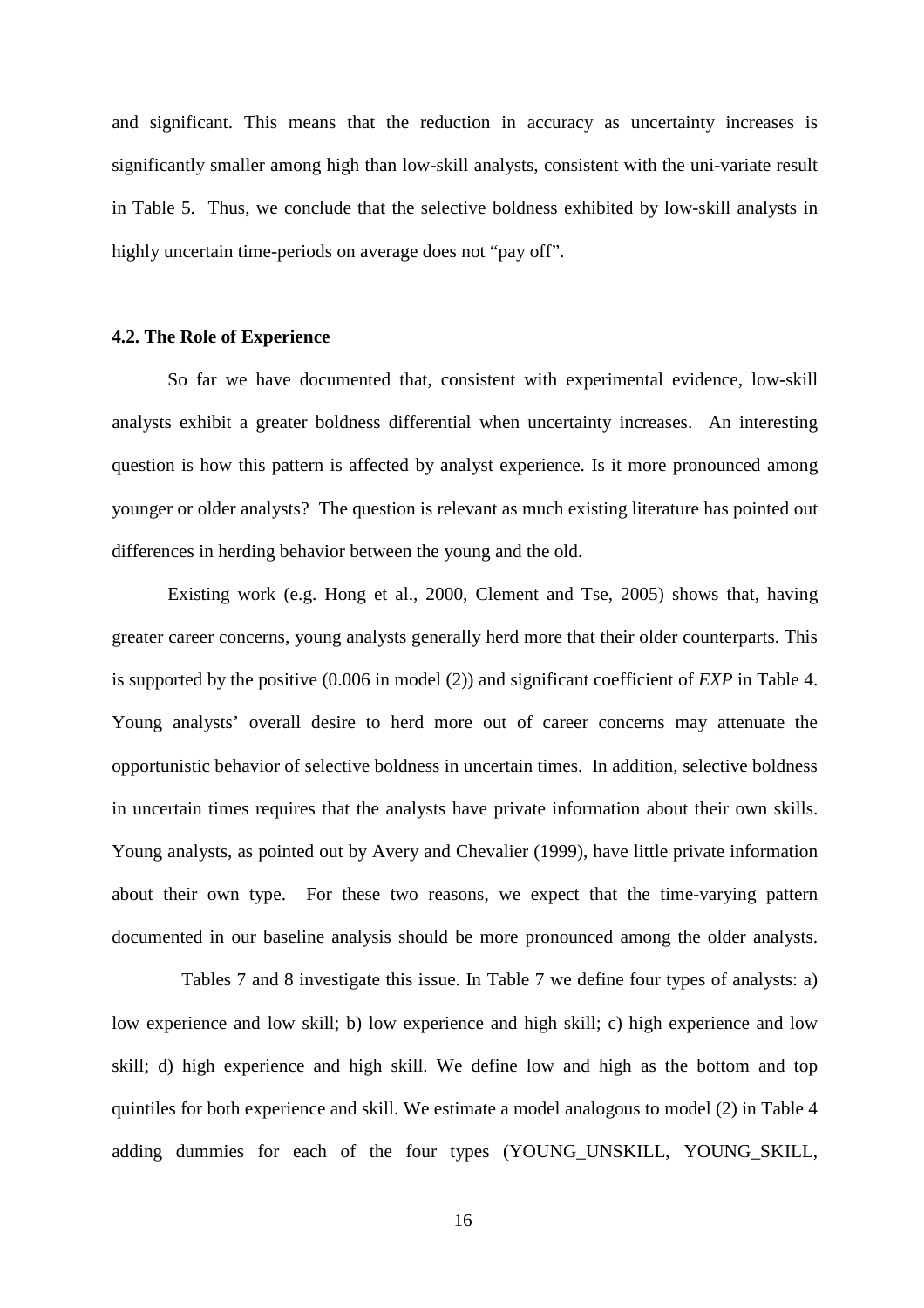and significant. This means that the reduction in accuracy as uncertainty increases is significantly smaller among high than low-skill analysts, consistent with the uni-variate result in Table 5. Thus, we conclude that the selective boldness exhibited by low-skill analysts in highly uncertain time-periods on average does not "pay off".

### 4.2. The Role of Experience

So far we have documented that, consistent with experimental evidence, low-skill analysts exhibit a greater boldness differential when uncertainty increases. An interesting question is how this pattern is affected by analyst experience. Is it more pronounced among younger or older analysts? The question is relevant as much existing literature has pointed out differences in herding behavior between the young and the old.

Existing work (e.g. Hong et al., 2000, Clement and Tse, 2005) shows that, having greater career concerns, young analysts generally herd more that their older counterparts. This is supported by the positive (0.006 in model (2)) and significant coefficient of *EXP* in Table 4. Young analysts' overall desire to herd more out of career concerns may attenuate the opportunistic behavior of selective boldness in uncertain times. In addition, selective boldness in uncertain times requires that the analysts have private information about their own skills. Young analysts, as pointed out by Avery and Chevalier (1999), have little private information about their own type. For these two reasons, we expect that the time-varying pattern documented in our baseline analysis should be more pronounced among the older analysts.

Tables 7 and 8 investigate this issue. In Table 7 we define four types of analysts: a) low experience and low skill; b) low experience and high skill; c) high experience and low skill; d) high experience and high skill. We define low and high as the bottom and top quintiles for both experience and skill. We estimate a model analogous to model (2) in Table 4 adding dummies for each of the four types (YOUNG_UNSKILL, YOUNG_SKILL,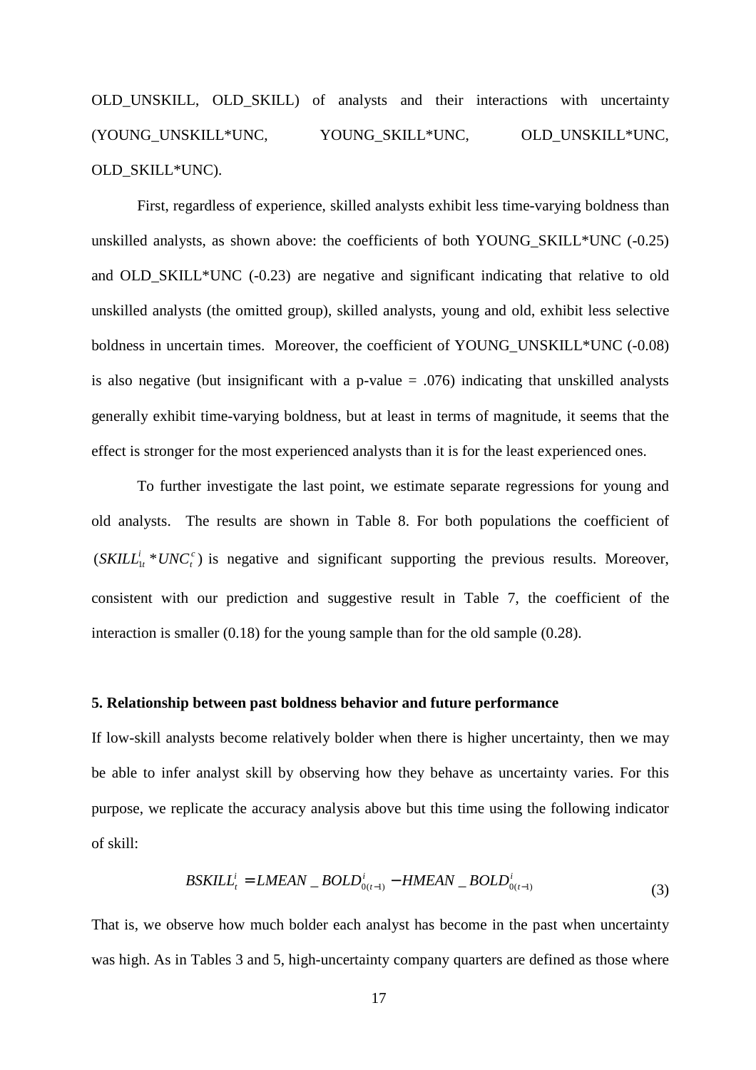OLD_UNSKILL, OLD_SKILL) of analysts and their interactions with uncertainty (YOUNG_UNSKILL*UNC, YOUNG_SKILL*UNC, OLD_UNSKILL*UNC, OLD_SKILL*UNC).

First, regardless of experience, skilled analysts exhibit less time-varying boldness than unskilled analysts, as shown above: the coefficients of both YOUNG_SKILL*UNC (-0.25) and OLD_SKILL*UNC (-0.23) are negative and significant indicating that relative to old unskilled analysts (the omitted group), skilled analysts, young and old, exhibit less selective boldness in uncertain times. Moreover, the coefficient of YOUNG_UNSKILL*UNC (-0.08) is also negative (but insignificant with a p-value = .076) indicating that unskilled analysts generally exhibit time-varying boldness, but at least in terms of magnitude, it seems that the effect is stronger for the most experienced analysts than it is for the least experienced ones.

To further investigate the last point, we estimate separate regressions for young and old analysts. The results are shown in Table 8. For both populations the coefficient of $(SKILL^{i}_{1t} * UNC^{c}_{t})$ is negative and significant supporting the previous results. Moreover, consistent with our prediction and suggestive result in Table 7, the coefficient of the interaction is smaller (0.18) for the young sample than for the old sample (0.28).

**5. Relationship between past boldness behavior and future performance**

If low-skill analysts become relatively bolder when there is higher uncertainty, then we may be able to infer analyst skill by observing how they behave as uncertainty varies. For this purpose, we replicate the accuracy analysis above but this time using the following indicator of skill:

$$BSKILL^{i}_{t} = LMEAN\_BOLD^{i}_{0(t-1)} - HMEAN\_BOLD^{i}_{0(t-1)} \tag{3}$$

That is, we observe how much bolder each analyst has become in the past when uncertainty was high. As in Tables 3 and 5, high-uncertainty company quarters are defined as those where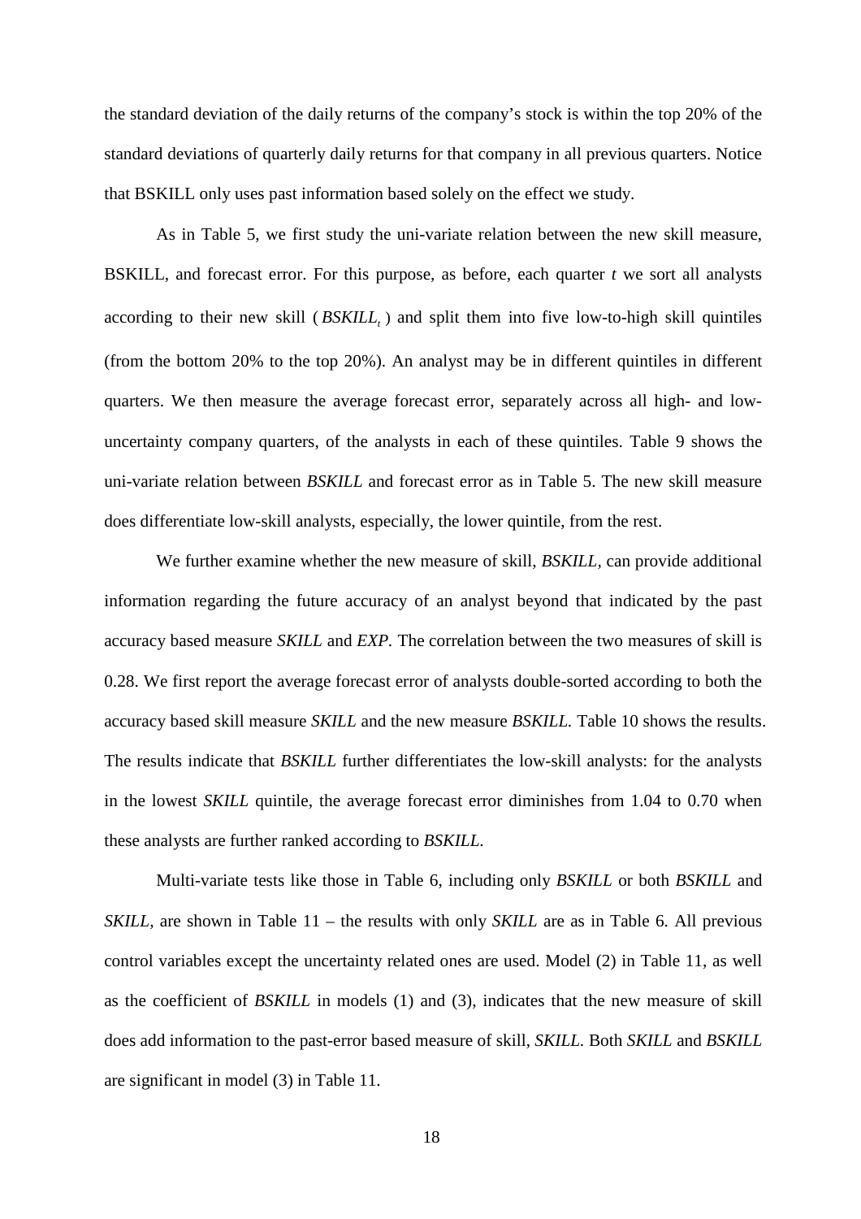the standard deviation of the daily returns of the company's stock is within the top 20% of the standard deviations of quarterly daily returns for that company in all previous quarters. Notice that BSKILL only uses past information based solely on the effect we study.

As in Table 5, we first study the uni-variate relation between the new skill measure, BSKILL, and forecast error. For this purpose, as before, each quarter *t* we sort all analysts according to their new skill ( $BSKILL_t$ ) and split them into five low-to-high skill quintiles (from the bottom 20% to the top 20%). An analyst may be in different quintiles in different quarters. We then measure the average forecast error, separately across all high- and low-uncertainty company quarters, of the analysts in each of these quintiles. Table 9 shows the uni-variate relation between *BSKILL* and forecast error as in Table 5. The new skill measure does differentiate low-skill analysts, especially, the lower quintile, from the rest.

We further examine whether the new measure of skill, *BSKILL*, can provide additional information regarding the future accuracy of an analyst beyond that indicated by the past accuracy based measure *SKILL* and *EXP*. The correlation between the two measures of skill is 0.28. We first report the average forecast error of analysts double-sorted according to both the accuracy based skill measure *SKILL* and the new measure *BSKILL*. Table 10 shows the results. The results indicate that *BSKILL* further differentiates the low-skill analysts: for the analysts in the lowest *SKILL* quintile, the average forecast error diminishes from 1.04 to 0.70 when these analysts are further ranked according to *BSKILL*.

Multi-variate tests like those in Table 6, including only *BSKILL* or both *BSKILL* and *SKILL*, are shown in Table 11 – the results with only *SKILL* are as in Table 6. All previous control variables except the uncertainty related ones are used. Model (2) in Table 11, as well as the coefficient of *BSKILL* in models (1) and (3), indicates that the new measure of skill does add information to the past-error based measure of skill, *SKILL*. Both *SKILL* and *BSKILL* are significant in model (3) in Table 11.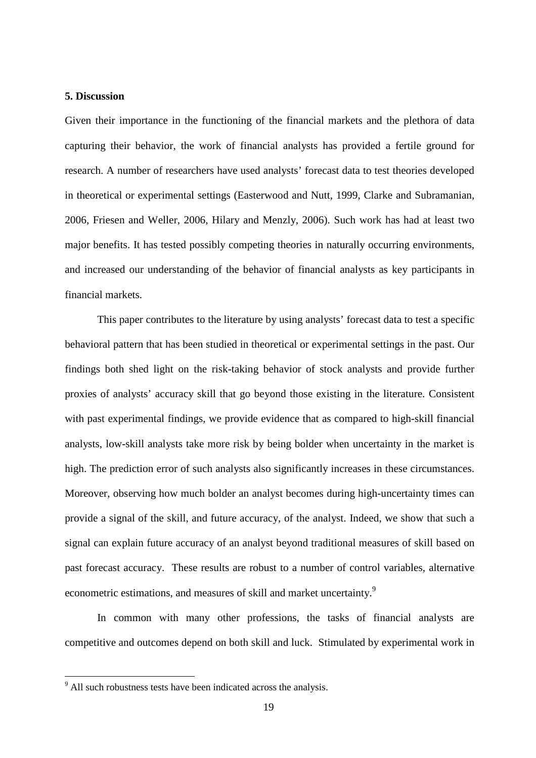## 5. Discussion

Given their importance in the functioning of the financial markets and the plethora of data capturing their behavior, the work of financial analysts has provided a fertile ground for research. A number of researchers have used analysts' forecast data to test theories developed in theoretical or experimental settings (Easterwood and Nutt, 1999, Clarke and Subramanian, 2006, Friesen and Weller, 2006, Hilary and Menzly, 2006). Such work has had at least two major benefits. It has tested possibly competing theories in naturally occurring environments, and increased our understanding of the behavior of financial analysts as key participants in financial markets.

This paper contributes to the literature by using analysts' forecast data to test a specific behavioral pattern that has been studied in theoretical or experimental settings in the past. Our findings both shed light on the risk-taking behavior of stock analysts and provide further proxies of analysts' accuracy skill that go beyond those existing in the literature. Consistent with past experimental findings, we provide evidence that as compared to high-skill financial analysts, low-skill analysts take more risk by being bolder when uncertainty in the market is high. The prediction error of such analysts also significantly increases in these circumstances. Moreover, observing how much bolder an analyst becomes during high-uncertainty times can provide a signal of the skill, and future accuracy, of the analyst. Indeed, we show that such a signal can explain future accuracy of an analyst beyond traditional measures of skill based on past forecast accuracy. These results are robust to a number of control variables, alternative econometric estimations, and measures of skill and market uncertainty.[9]

In common with many other professions, the tasks of financial analysts are competitive and outcomes depend on both skill and luck. Stimulated by experimental work in

[9] All such robustness tests have been indicated across the analysis.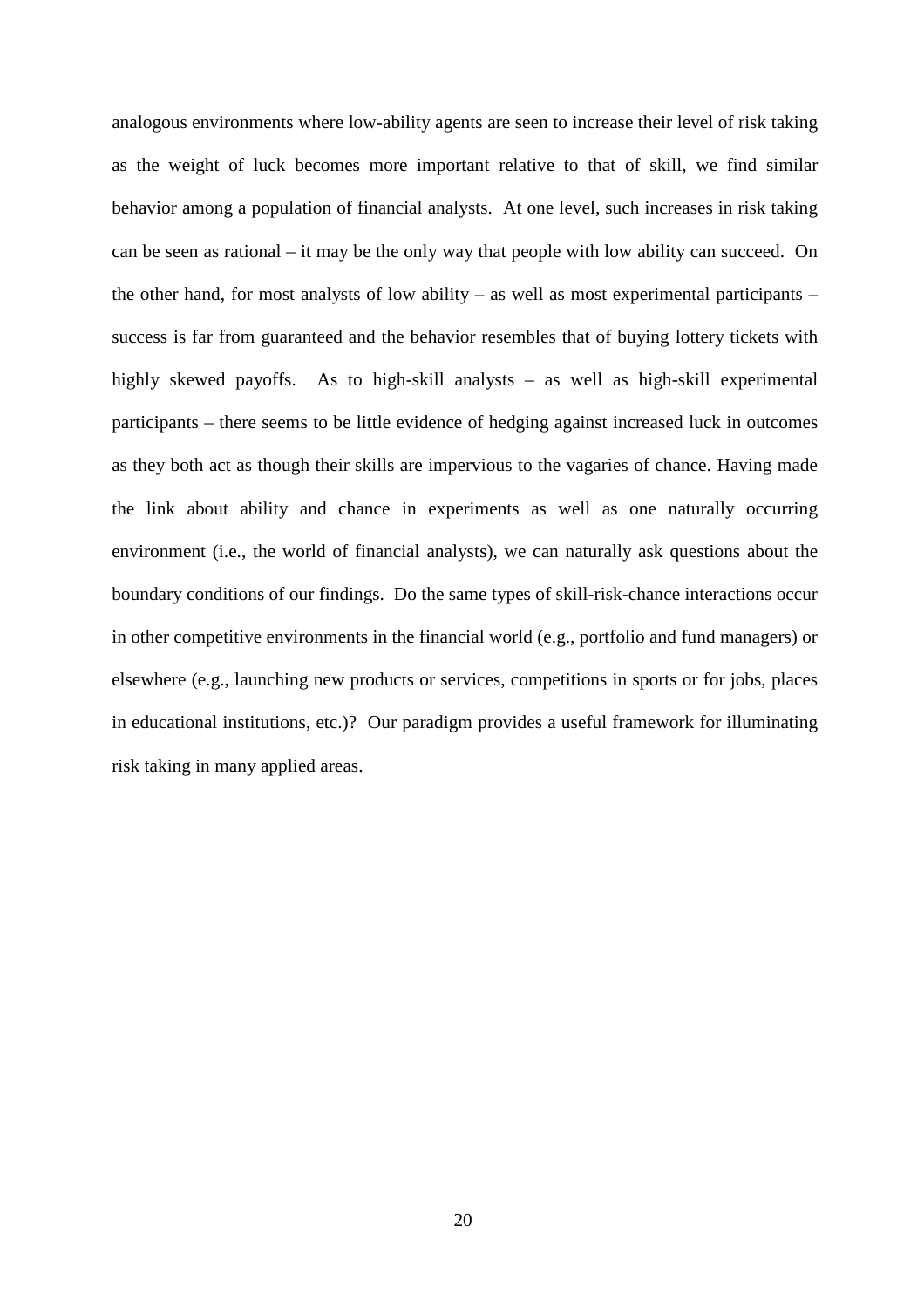analogous environments where low-ability agents are seen to increase their level of risk taking as the weight of luck becomes more important relative to that of skill, we find similar behavior among a population of financial analysts. At one level, such increases in risk taking can be seen as rational – it may be the only way that people with low ability can succeed. On the other hand, for most analysts of low ability – as well as most experimental participants – success is far from guaranteed and the behavior resembles that of buying lottery tickets with highly skewed payoffs. As to high-skill analysts – as well as high-skill experimental participants – there seems to be little evidence of hedging against increased luck in outcomes as they both act as though their skills are impervious to the vagaries of chance. Having made the link about ability and chance in experiments as well as one naturally occurring environment (i.e., the world of financial analysts), we can naturally ask questions about the boundary conditions of our findings. Do the same types of skill-risk-chance interactions occur in other competitive environments in the financial world (e.g., portfolio and fund managers) or elsewhere (e.g., launching new products or services, competitions in sports or for jobs, places in educational institutions, etc.)? Our paradigm provides a useful framework for illuminating risk taking in many applied areas.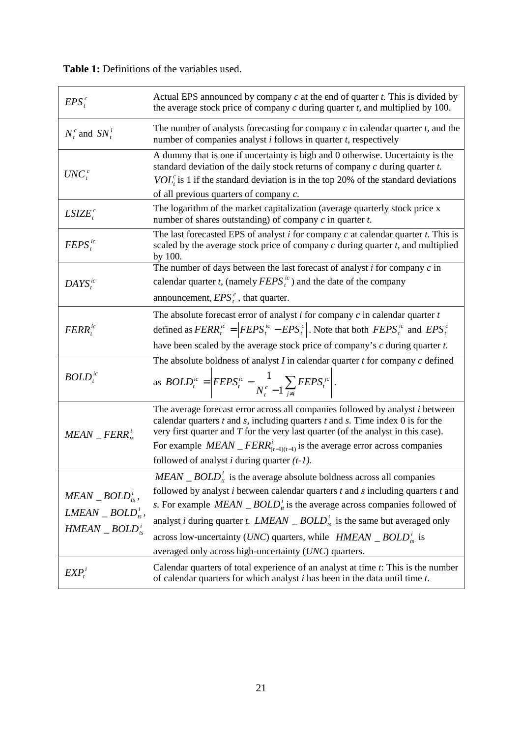**Table 1:** Definitions of the variables used.

| | |
|---|---|
| $EPS_t^c$ | Actual EPS announced by company *c* at the end of quarter *t.* This is divided by the average stock price of company *c* during quarter *t*, and multiplied by 100. |
| $N_t^c$ and $SN_t^i$ | The number of analysts forecasting for company *c* in calendar quarter *t*, and the number of companies analyst *i* follows in quarter *t*, respectively |
| $UNC_t^c$ | A dummy that is one if uncertainty is high and 0 otherwise. Uncertainty is the standard deviation of the daily stock returns of company *c* during quarter *t.* $VOL_t^c$ is 1 if the standard deviation is in the top 20% of the standard deviations of all previous quarters of company *c.* |
| $LSIZE_t^c$ | The logarithm of the market capitalization (average quarterly stock price x number of shares outstanding) of company *c* in quarter *t*. |
| $FEPS_t^{ic}$ | The last forecasted EPS of analyst *i* for company *c* at calendar quarter *t*. This is scaled by the average stock price of company *c* during quarter *t*, and multiplied by 100. |
| $DAYS_t^{ic}$ | The number of days between the last forecast of analyst *i* for company *c* in calendar quarter *t*, (namely $FEPS_t^{ic}$) and the date of the company announcement, $EPS_t^c$, that quarter. |
| $FERR_t^{ic}$ | The absolute forecast error of analyst *i* for company *c* in calendar quarter *t* defined as $FERR_t^{ic} = \left\lvert FEPS_t^{ic} - EPS_t^c \right\rvert$. Note that both $FEPS_t^{ic}$ and $EPS_t^c$ have been scaled by the average stock price of company's *c* during quarter *t.* |
| $BOLD_t^{ic}$ | The absolute boldness of analyst *I* in calendar quarter *t* for company *c* defined as $BOLD_t^{ic} = \left\lvert FEPS_t^{ic} - \frac{1}{N_t^c - 1}\sum_{j \neq i} FEPS_t^{jc} \right\rvert$. |
| $MEAN\_FERR_{ts}^i$ | The average forecast error across all companies followed by analyst *i* between calendar quarters *t* and *s*, including quarters *t* and *s.* Time index 0 is for the very first quarter and *T* for the very last quarter (of the analyst in this case). For example $MEAN\_FERR_{(t-1)(t-1)}^i$ is the average error across companies followed of analyst *i* during quarter *(t-1).* |
| $MEAN\_BOLD_{ts}^i$, $LMEAN\_BOLD_{ts}^i$, $HMEAN\_BOLD_{ts}^i$ | $MEAN\_BOLD_{tt}^i$ is the average absolute boldness across all companies followed by analyst *i* between calendar quarters *t* and *s* including quarters *t* and *s.* For example $MEAN\_BOLD_{tt}^i$ is the average across companies followed of analyst *i* during quarter *t.* $LMEAN\_BOLD_{ts}^i$ is the same but averaged only across low-uncertainty (*UNC*) quarters, while $HMEAN\_BOLD_{ts}^i$ is averaged only across high-uncertainty (*UNC*) quarters. |
| $EXP_t^i$ | Calendar quarters of total experience of an analyst at time *t*: This is the number of calendar quarters for which analyst *i* has been in the data until time *t*. |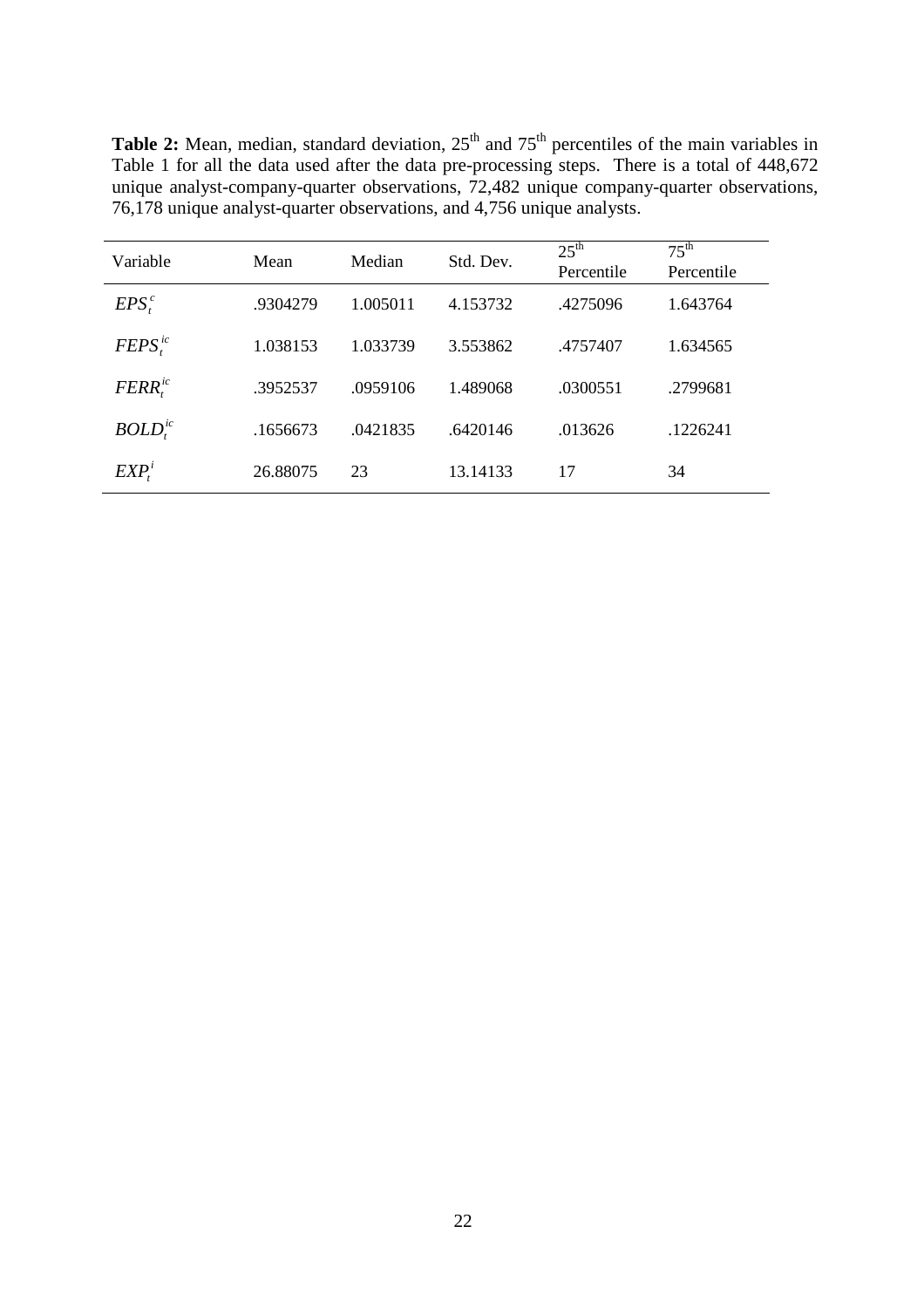**Table 2:** Mean, median, standard deviation, 25th and 75th percentiles of the main variables in Table 1 for all the data used after the data pre-processing steps. There is a total of 448,672 unique analyst-company-quarter observations, 72,482 unique company-quarter observations, 76,178 unique analyst-quarter observations, and 4,756 unique analysts.

| Variable | Mean | Median | Std. Dev. | 25th Percentile | 75th Percentile |
|---|---|---|---|---|---|
| $EPS_t^c$ | .9304279 | 1.005011 | 4.153732 | .4275096 | 1.643764 |
| $FEPS_t^{ic}$ | 1.038153 | 1.033739 | 3.553862 | .4757407 | 1.634565 |
| $FERR_t^{ic}$ | .3952537 | .0959106 | 1.489068 | .0300551 | .2799681 |
| $BOLD_t^{ic}$ | .1656673 | .0421835 | .6420146 | .013626 | .1226241 |
| $EXP_t^i$ | 26.88075 | 23 | 13.14133 | 17 | 34 |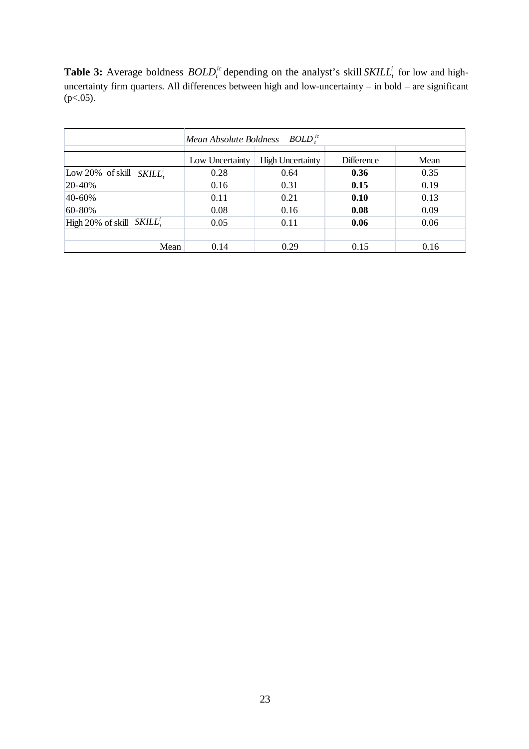**Table 3:** Average boldness $BOLD_t^{ic}$ depending on the analyst's skill $SKILL_t^i$ for low and high-uncertainty firm quarters. All differences between high and low-uncertainty – in bold – are significant (p<.05).

| | *Mean Absolute Boldness* $BOLD_t^{ic}$ | | | |
|---|---|---|---|---|
| | Low Uncertainty | High Uncertainty | Difference | Mean |
| Low 20% of skill $SKILL_t^i$ | 0.28 | 0.64 | **0.36** | 0.35 |
| 20-40% | 0.16 | 0.31 | **0.15** | 0.19 |
| 40-60% | 0.11 | 0.21 | **0.10** | 0.13 |
| 60-80% | 0.08 | 0.16 | **0.08** | 0.09 |
| High 20% of skill $SKILL_t^i$ | 0.05 | 0.11 | **0.06** | 0.06 |
| Mean | 0.14 | 0.29 | 0.15 | 0.16 |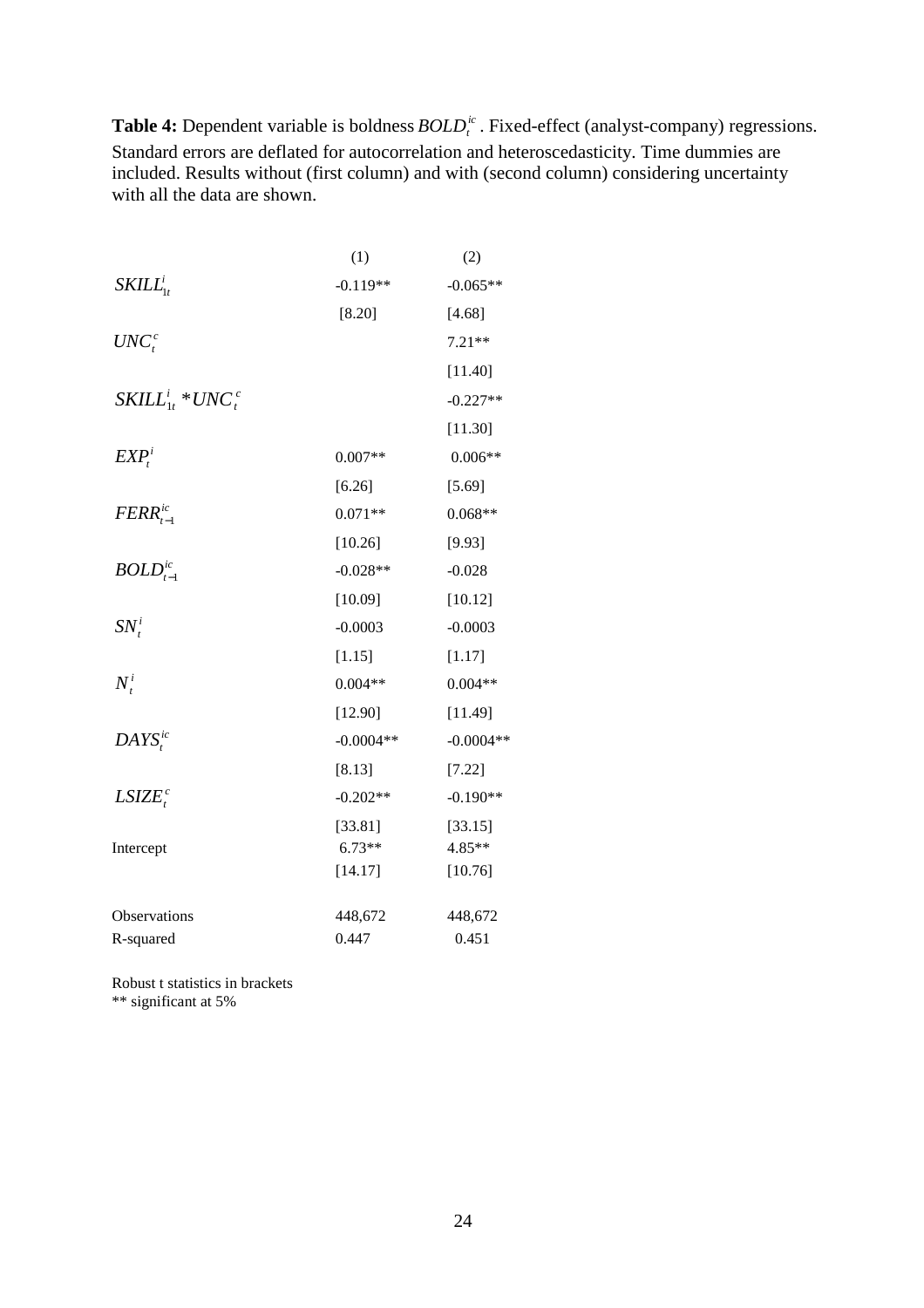**Table 4:** Dependent variable is boldness $BOLD_t^{ic}$ . Fixed-effect (analyst-company) regressions. Standard errors are deflated for autocorrelation and heteroscedasticity. Time dummies are included. Results without (first column) and with (second column) considering uncertainty with all the data are shown.

| | (1) | (2) |
|---|---|---|
| $SKILL_{1t}^i$ | -0.119** | -0.065** |
| | [8.20] | [4.68] |
| $UNC_t^c$ | | 7.21** |
| | | [11.40] |
| $SKILL_{1t}^i * UNC_t^c$ | | -0.227** |
| | | [11.30] |
| $EXP_t^i$ | 0.007** | 0.006** |
| | [6.26] | [5.69] |
| $FERR_{t-1}^{ic}$ | 0.071** | 0.068** |
| | [10.26] | [9.93] |
| $BOLD_{t-1}^{ic}$ | -0.028** | -0.028 |
| | [10.09] | [10.12] |
| $SN_t^i$ | -0.0003 | -0.0003 |
| | [1.15] | [1.17] |
| $N_t^i$ | 0.004** | 0.004** |
| | [12.90] | [11.49] |
| $DAYS_t^{ic}$ | -0.0004** | -0.0004** |
| | [8.13] | [7.22] |
| $LSIZE_t^c$ | -0.202** | -0.190** |
| | [33.81] | [33.15] |
| Intercept | 6.73** | 4.85** |
| | [14.17] | [10.76] |
| Observations | 448,672 | 448,672 |
| R-squared | 0.447 | 0.451 |

Robust t statistics in brackets
** significant at 5%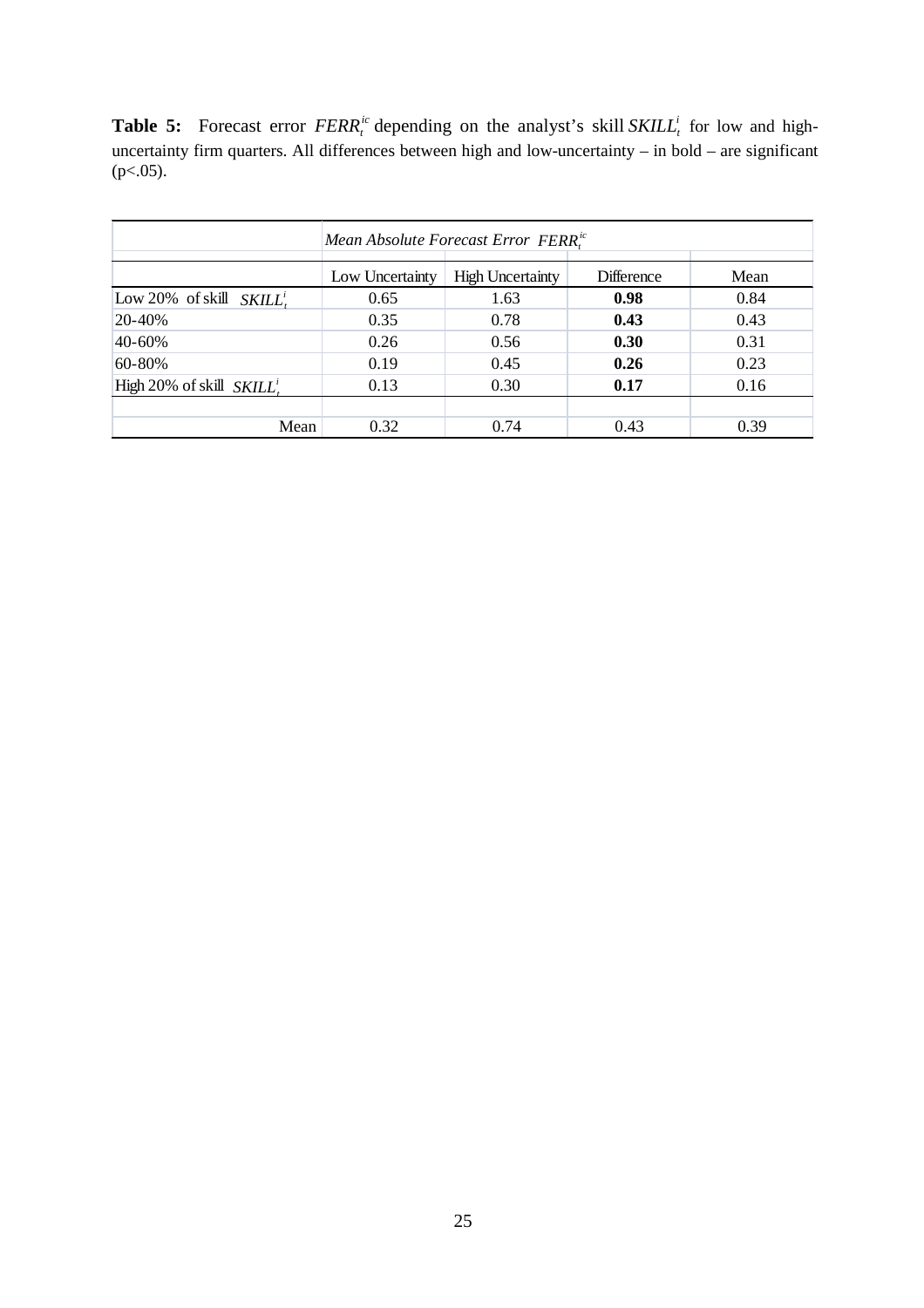**Table 5:** Forecast error $FERR_t^{ic}$ depending on the analyst's skill $SKILL_t^i$ for low and high-uncertainty firm quarters. All differences between high and low-uncertainty – in bold – are significant (p<.05).

| | *Mean Absolute Forecast Error* $FERR_t^{ic}$ | | | |
|---|---|---|---|---|
| | Low Uncertainty | High Uncertainty | Difference | Mean |
| Low 20% of skill $SKILL_t^i$ | 0.65 | 1.63 | **0.98** | 0.84 |
| 20-40% | 0.35 | 0.78 | **0.43** | 0.43 |
| 40-60% | 0.26 | 0.56 | **0.30** | 0.31 |
| 60-80% | 0.19 | 0.45 | **0.26** | 0.23 |
| High 20% of skill $SKILL_t^i$ | 0.13 | 0.30 | **0.17** | 0.16 |
| | | | | |
| Mean | 0.32 | 0.74 | 0.43 | 0.39 |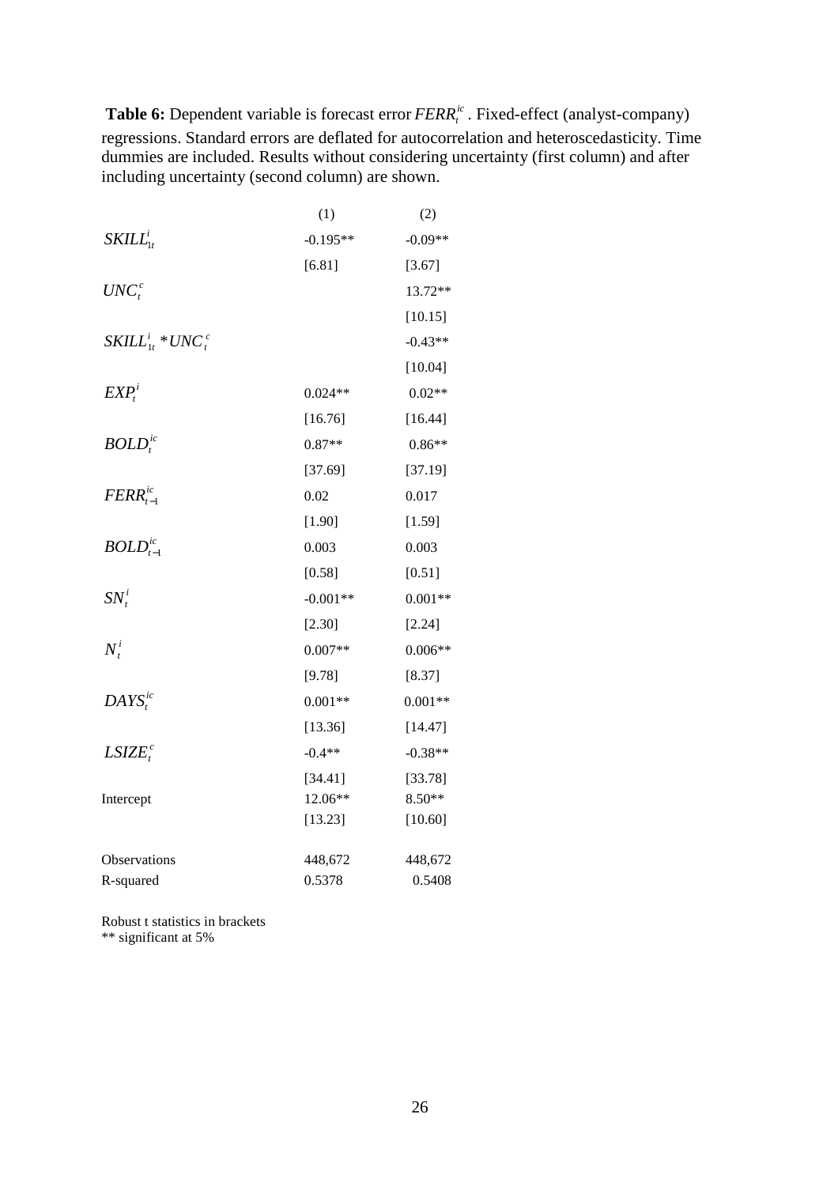**Table 6:** Dependent variable is forecast error $FERR_t^{ic}$ . Fixed-effect (analyst-company) regressions. Standard errors are deflated for autocorrelation and heteroscedasticity. Time dummies are included. Results without considering uncertainty (first column) and after including uncertainty (second column) are shown.

| | (1) | (2) |
|---|---|---|
| $SKILL_{1t}^i$ | -0.195** | -0.09** |
| | [6.81] | [3.67] |
| $UNC_t^c$ | | 13.72** |
| | | [10.15] |
| $SKILL_{1t}^i * UNC_t^c$ | | -0.43** |
| | | [10.04] |
| $EXP_t^i$ | 0.024** | 0.02** |
| | [16.76] | [16.44] |
| $BOLD_t^{ic}$ | 0.87** | 0.86** |
| | [37.69] | [37.19] |
| $FERR_{t-1}^{ic}$ | 0.02 | 0.017 |
| | [1.90] | [1.59] |
| $BOLD_{t-1}^{ic}$ | 0.003 | 0.003 |
| | [0.58] | [0.51] |
| $SN_t^i$ | -0.001** | 0.001** |
| | [2.30] | [2.24] |
| $N_t^i$ | 0.007** | 0.006** |
| | [9.78] | [8.37] |
| $DAYS_t^{ic}$ | 0.001** | 0.001** |
| | [13.36] | [14.47] |
| $LSIZE_t^c$ | -0.4** | -0.38** |
| | [34.41] | [33.78] |
| Intercept | 12.06** | 8.50** |
| | [13.23] | [10.60] |
| Observations | 448,672 | 448,672 |
| R-squared | 0.5378 | 0.5408 |

Robust t statistics in brackets
** significant at 5%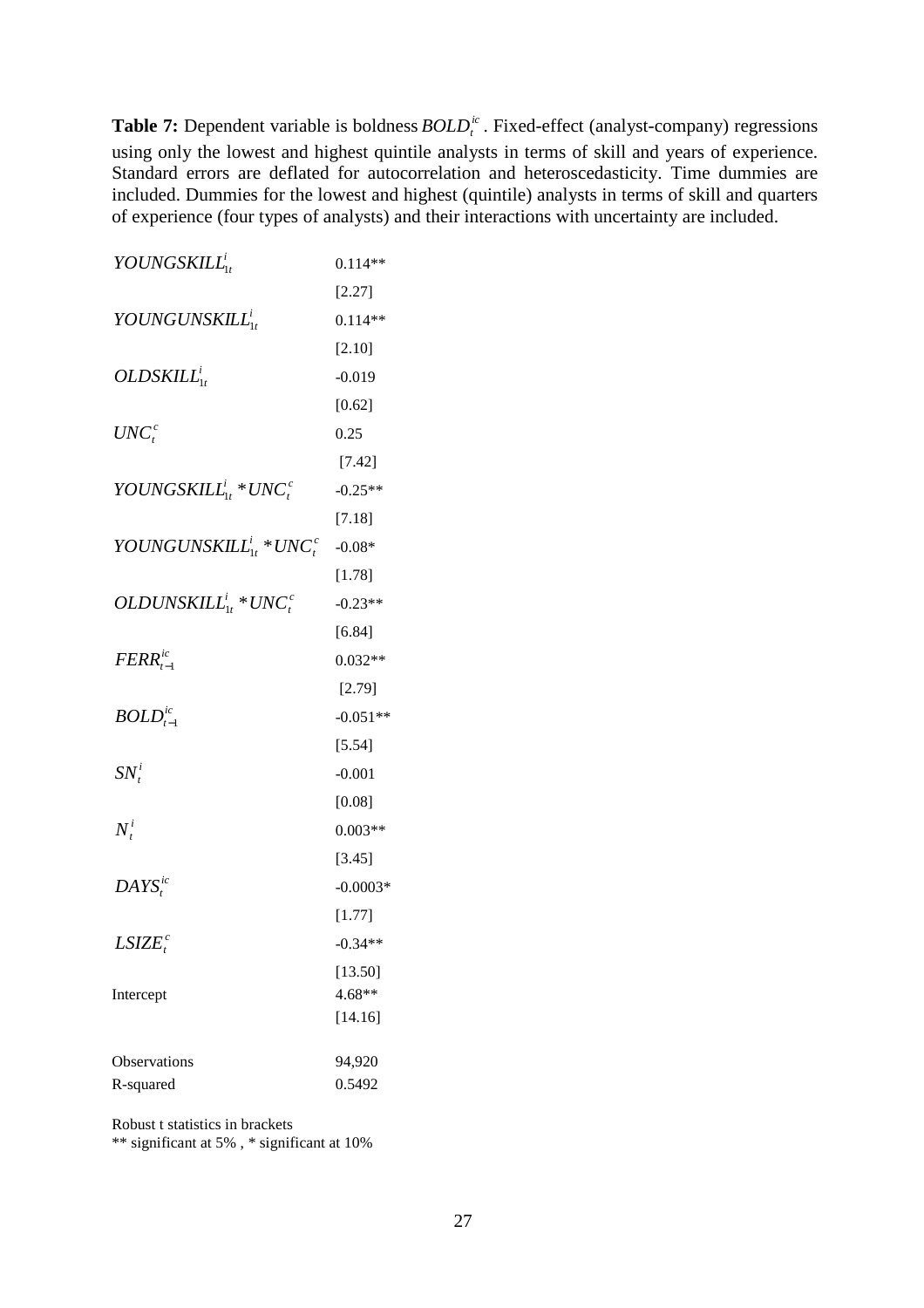**Table 7:** Dependent variable is boldness $BOLD_t^{ic}$. Fixed-effect (analyst-company) regressions using only the lowest and highest quintile analysts in terms of skill and years of experience. Standard errors are deflated for autocorrelation and heteroscedasticity. Time dummies are included. Dummies for the lowest and highest (quintile) analysts in terms of skill and quarters of experience (four types of analysts) and their interactions with uncertainty are included.

| | |
|---|---|
| $YOUNGSKILL_{1t}^{i}$ | 0.114** |
| | [2.27] |
| $YOUNGUNSKILL_{1t}^{i}$ | 0.114** |
| | [2.10] |
| $OLDSKILL_{1t}^{i}$ | -0.019 |
| | [0.62] |
| $UNC_t^{c}$ | 0.25 |
| | [7.42] |
| $YOUNGSKILL_{1t}^{i} * UNC_t^{c}$ | -0.25** |
| | [7.18] |
| $YOUNGUNSKILL_{1t}^{i} * UNC_t^{c}$ | -0.08* |
| | [1.78] |
| $OLDUNSKILL_{1t}^{i} * UNC_t^{c}$ | -0.23** |
| | [6.84] |
| $FERR_{t-1}^{ic}$ | 0.032** |
| | [2.79] |
| $BOLD_{t-1}^{ic}$ | -0.051** |
| | [5.54] |
| $SN_t^{i}$ | -0.001 |
| | [0.08] |
| $N_t^{i}$ | 0.003** |
| | [3.45] |
| $DAYS_t^{ic}$ | -0.0003* |
| | [1.77] |
| $LSIZE_t^{c}$ | -0.34** |
| | [13.50] |
| Intercept | 4.68** |
| | [14.16] |
| Observations | 94,920 |
| R-squared | 0.5492 |

Robust t statistics in brackets
** significant at 5% , * significant at 10%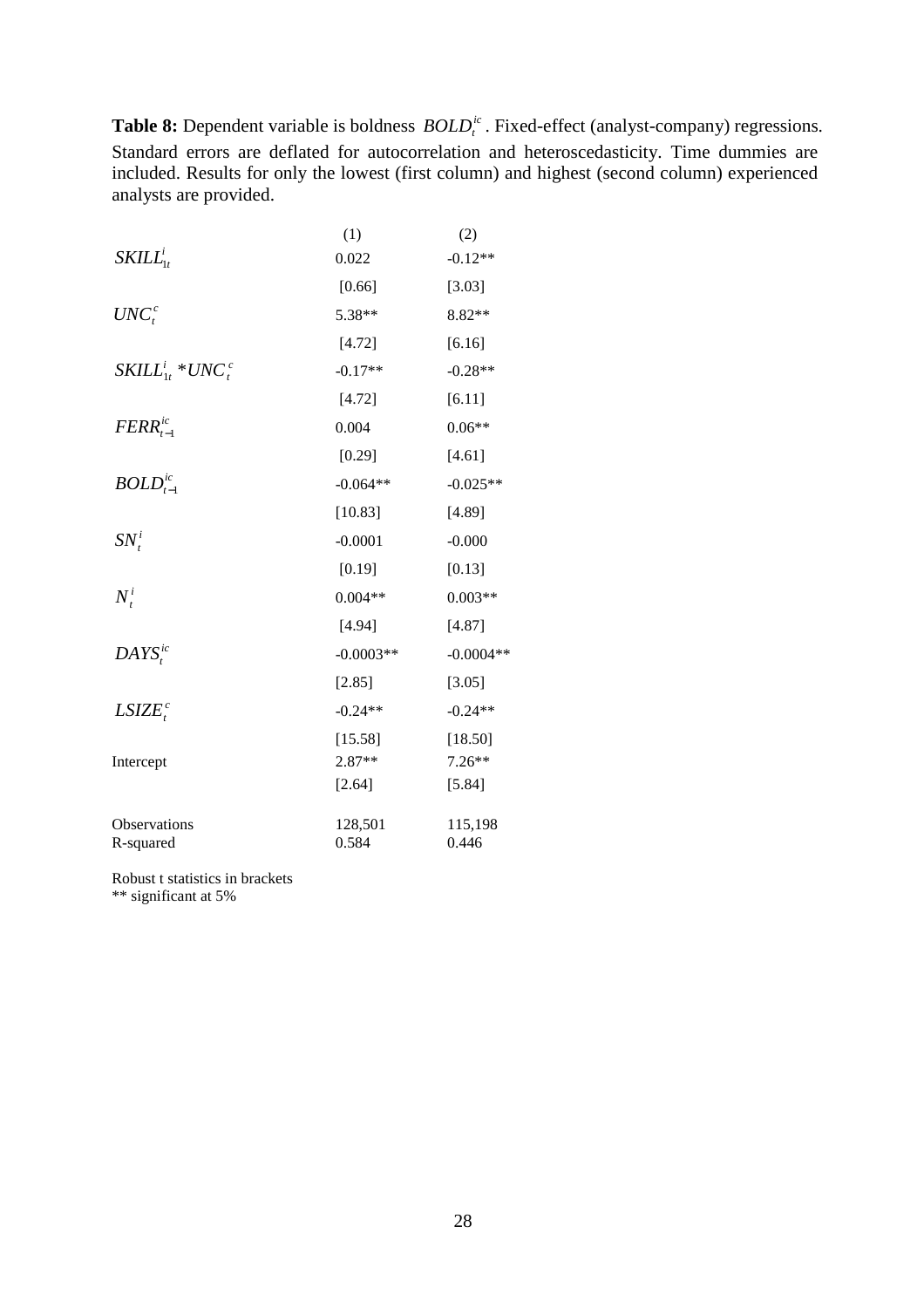**Table 8:** Dependent variable is boldness $BOLD_t^{ic}$. Fixed-effect (analyst-company) regressions. Standard errors are deflated for autocorrelation and heteroscedasticity. Time dummies are included. Results for only the lowest (first column) and highest (second column) experienced analysts are provided.

| | (1) | (2) |
|---|---|---|
| $SKILL_{1t}^{i}$ | 0.022 | -0.12** |
| | [0.66] | [3.03] |
| $UNC_t^c$ | 5.38** | 8.82** |
| | [4.72] | [6.16] |
| $SKILL_{1t}^{i} * UNC_t^c$ | -0.17** | -0.28** |
| | [4.72] | [6.11] |
| $FERR_{t-1}^{ic}$ | 0.004 | 0.06** |
| | [0.29] | [4.61] |
| $BOLD_{t-1}^{ic}$ | -0.064** | -0.025** |
| | [10.83] | [4.89] |
| $SN_t^i$ | -0.0001 | -0.000 |
| | [0.19] | [0.13] |
| $N_t^i$ | 0.004** | 0.003** |
| | [4.94] | [4.87] |
| $DAYS_t^{ic}$ | -0.0003** | -0.0004** |
| | [2.85] | [3.05] |
| $LSIZE_t^c$ | -0.24** | -0.24** |
| | [15.58] | [18.50] |
| Intercept | 2.87** | 7.26** |
| | [2.64] | [5.84] |
| Observations | 128,501 | 115,198 |
| R-squared | 0.584 | 0.446 |

Robust t statistics in brackets
** significant at 5%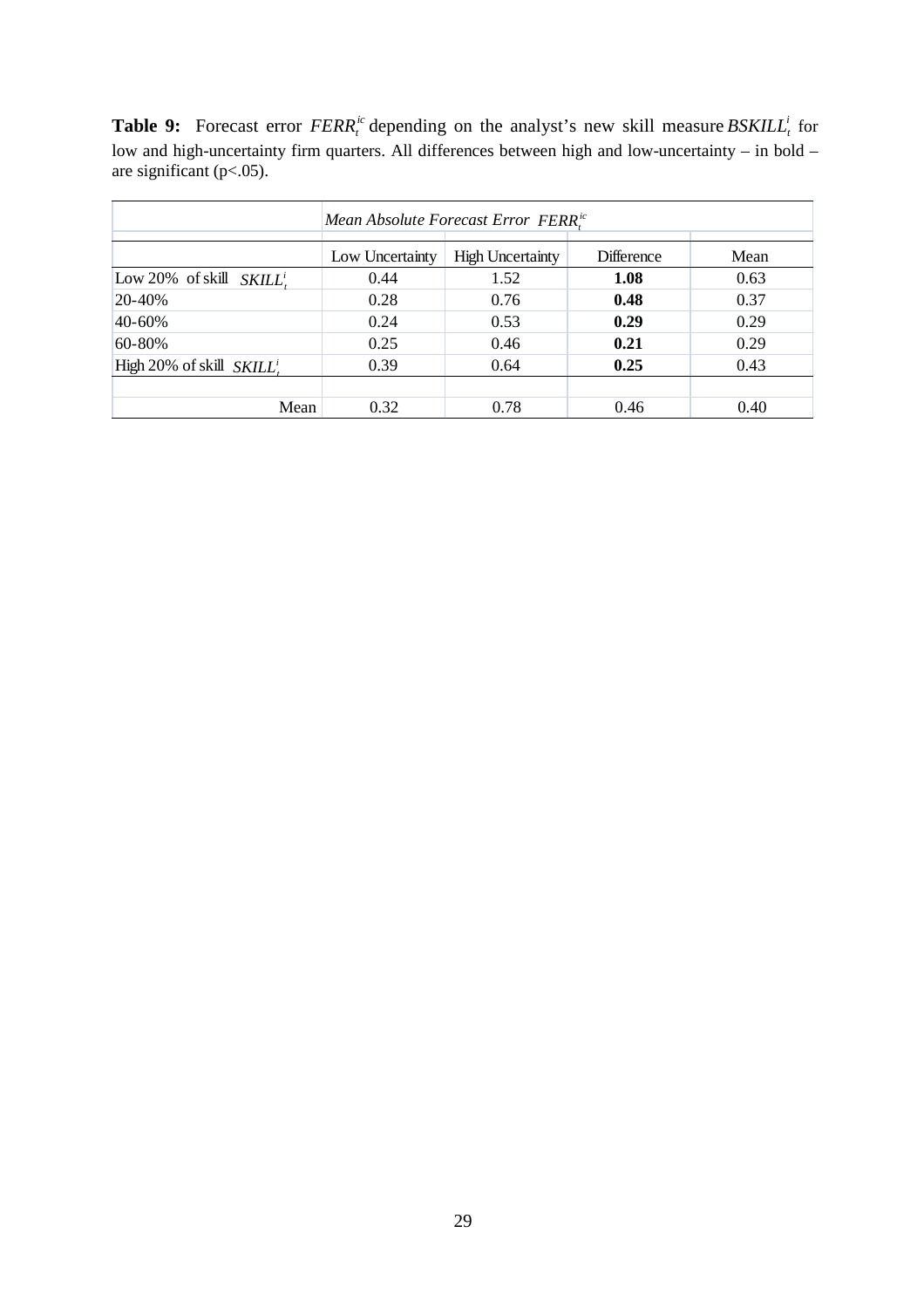**Table 9:** Forecast error $FERR_t^{ic}$ depending on the analyst's new skill measure $BSKILL_t^i$ for low and high-uncertainty firm quarters. All differences between high and low-uncertainty – in bold – are significant (p<.05).

| | *Mean Absolute Forecast Error* $FERR_t^{ic}$ | | | |
|---|---|---|---|---|
| | Low Uncertainty | High Uncertainty | Difference | Mean |
| Low 20% of skill $SKILL_t^i$ | 0.44 | 1.52 | **1.08** | 0.63 |
| 20-40% | 0.28 | 0.76 | **0.48** | 0.37 |
| 40-60% | 0.24 | 0.53 | **0.29** | 0.29 |
| 60-80% | 0.25 | 0.46 | **0.21** | 0.29 |
| High 20% of skill $SKILL_t^i$ | 0.39 | 0.64 | **0.25** | 0.43 |
| | | | | |
| Mean | 0.32 | 0.78 | 0.46 | 0.40 |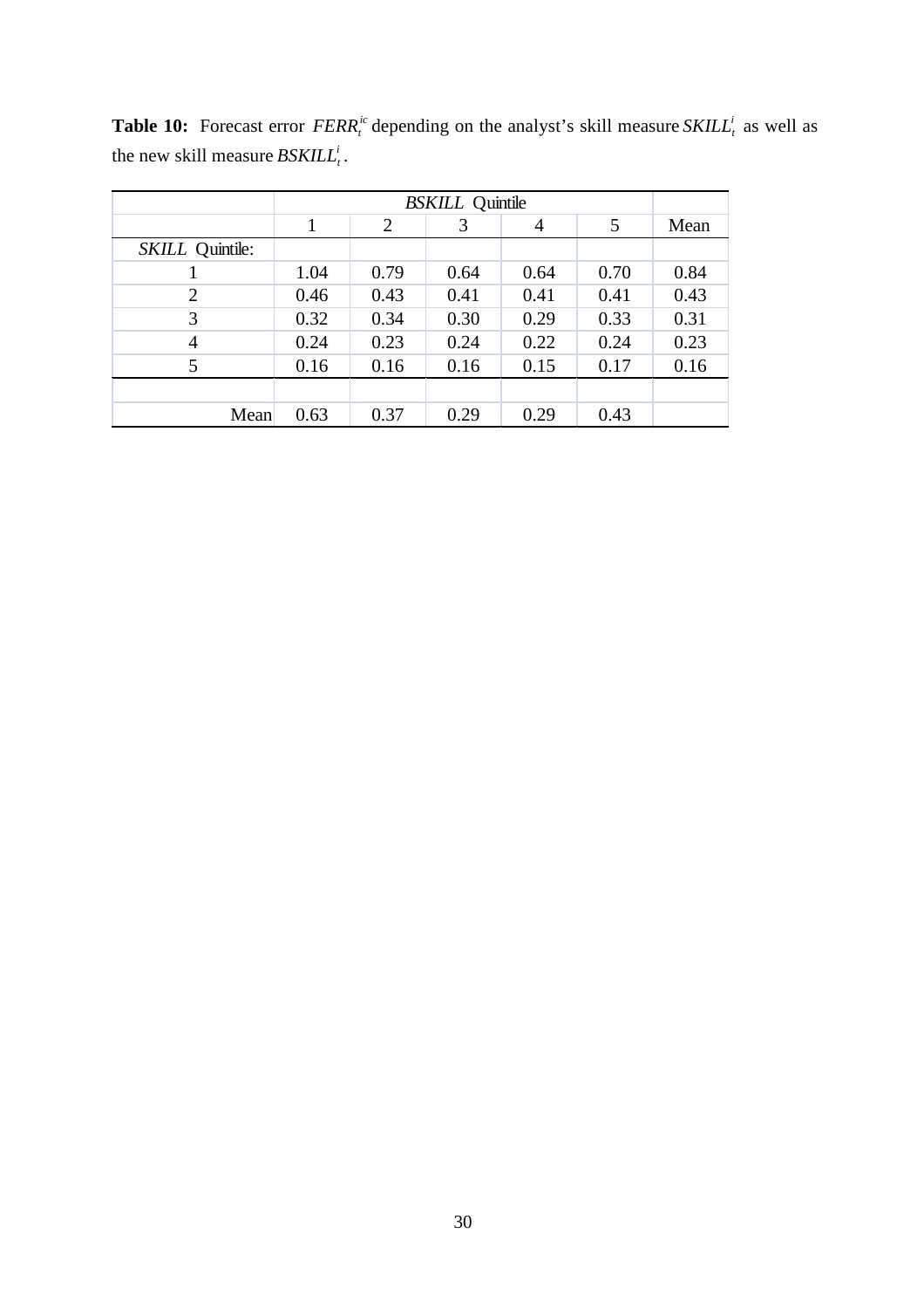**Table 10:** Forecast error $FERR_t^{ic}$ depending on the analyst's skill measure $SKILL_t^i$ as well as the new skill measure $BSKILL_t^i$.

| | *BSKILL* Quintile | | | | | |
|---|---|---|---|---|---|---|
| | 1 | 2 | 3 | 4 | 5 | Mean |
| *SKILL* Quintile: | | | | | | |
| 1 | 1.04 | 0.79 | 0.64 | 0.64 | 0.70 | 0.84 |
| 2 | 0.46 | 0.43 | 0.41 | 0.41 | 0.41 | 0.43 |
| 3 | 0.32 | 0.34 | 0.30 | 0.29 | 0.33 | 0.31 |
| 4 | 0.24 | 0.23 | 0.24 | 0.22 | 0.24 | 0.23 |
| 5 | 0.16 | 0.16 | 0.16 | 0.15 | 0.17 | 0.16 |
| | | | | | | |
| Mean | 0.63 | 0.37 | 0.29 | 0.29 | 0.43 | |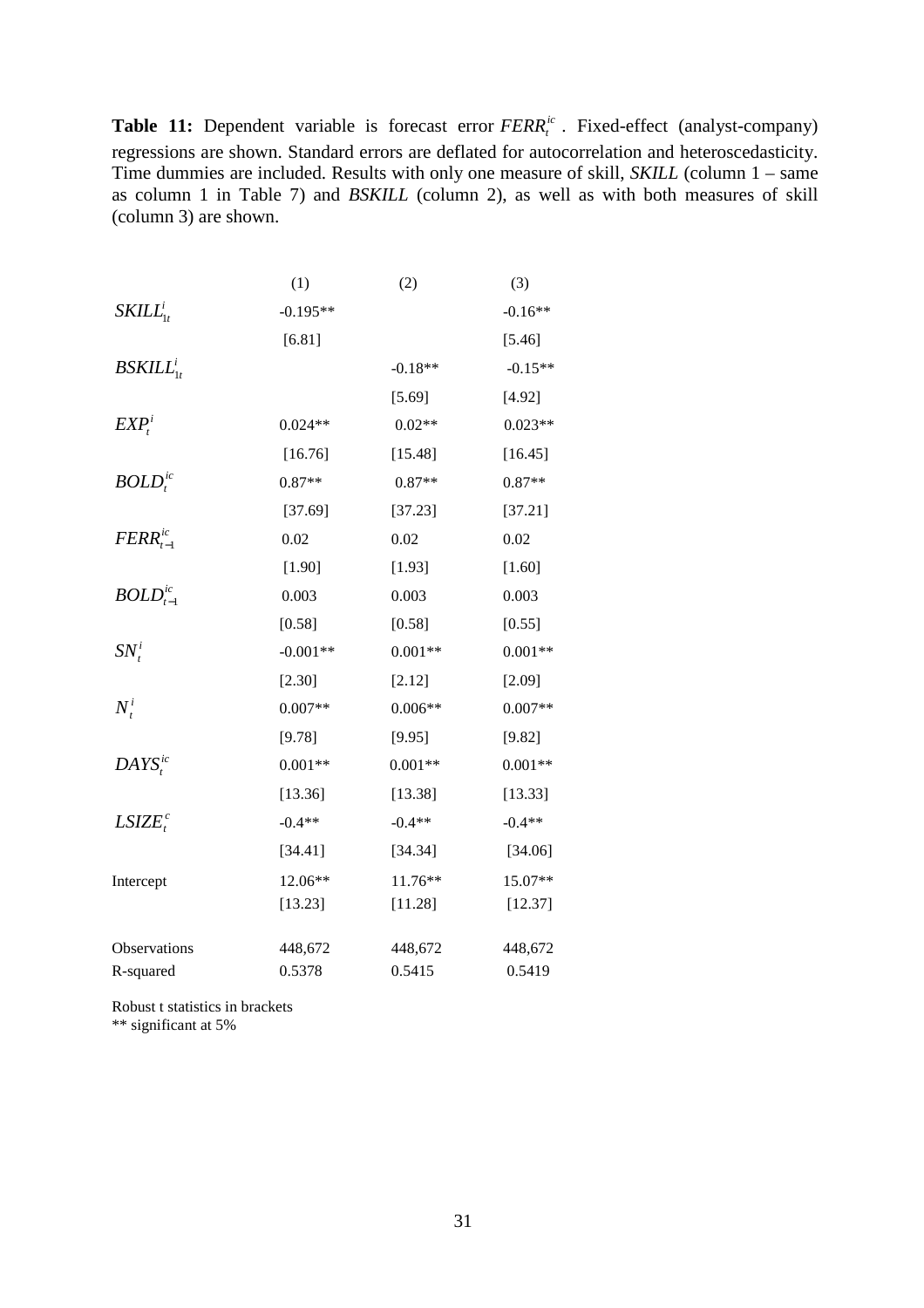**Table 11:** Dependent variable is forecast error $FERR_t^{ic}$ . Fixed-effect (analyst-company) regressions are shown. Standard errors are deflated for autocorrelation and heteroscedasticity. Time dummies are included. Results with only one measure of skill, *SKILL* (column 1 – same as column 1 in Table 7) and *BSKILL* (column 2), as well as with both measures of skill (column 3) are shown.

| | (1) | (2) | (3) |
|---|---|---|---|
| $SKILL_{1t}^{i}$ | -0.195** | | -0.16** |
| | [6.81] | | [5.46] |
| $BSKILL_{1t}^{i}$ | | -0.18** | -0.15** |
| | | [5.69] | [4.92] |
| $EXP_t^i$ | 0.024** | 0.02** | 0.023** |
| | [16.76] | [15.48] | [16.45] |
| $BOLD_t^{ic}$ | 0.87** | 0.87** | 0.87** |
| | [37.69] | [37.23] | [37.21] |
| $FERR_{t-1}^{ic}$ | 0.02 | 0.02 | 0.02 |
| | [1.90] | [1.93] | [1.60] |
| $BOLD_{t-1}^{ic}$ | 0.003 | 0.003 | 0.003 |
| | [0.58] | [0.58] | [0.55] |
| $SN_t^i$ | -0.001** | 0.001** | 0.001** |
| | [2.30] | [2.12] | [2.09] |
| $N_t^i$ | 0.007** | 0.006** | 0.007** |
| | [9.78] | [9.95] | [9.82] |
| $DAYS_t^{ic}$ | 0.001** | 0.001** | 0.001** |
| | [13.36] | [13.38] | [13.33] |
| $LSIZE_t^c$ | -0.4** | -0.4** | -0.4** |
| | [34.41] | [34.34] | [34.06] |
| Intercept | 12.06** | 11.76** | 15.07** |
| | [13.23] | [11.28] | [12.37] |
| Observations | 448,672 | 448,672 | 448,672 |
| R-squared | 0.5378 | 0.5415 | 0.5419 |

Robust t statistics in brackets
** significant at 5%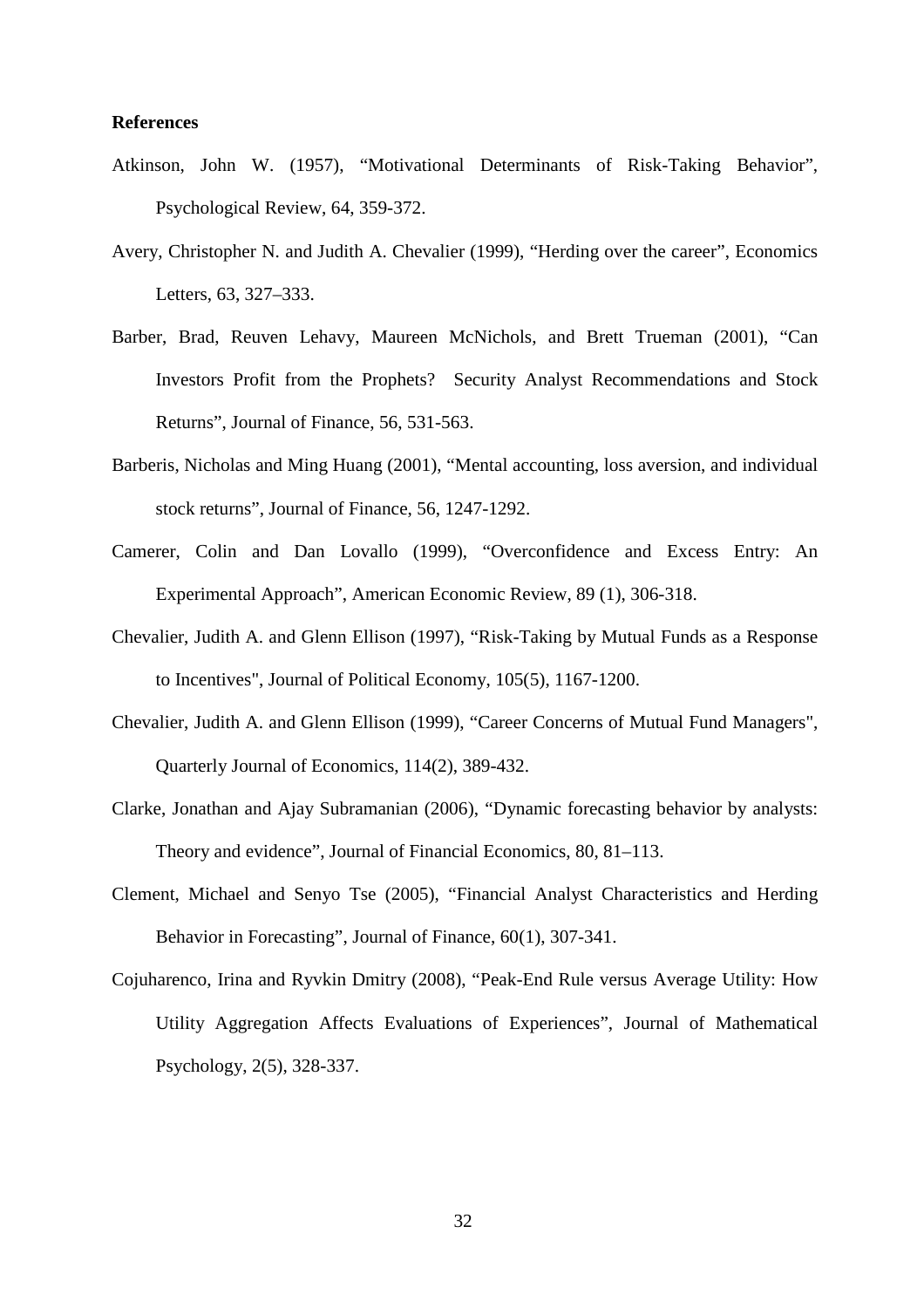**References**

Atkinson, John W. (1957), "Motivational Determinants of Risk-Taking Behavior", Psychological Review, 64, 359-372.

Avery, Christopher N. and Judith A. Chevalier (1999), "Herding over the career", Economics Letters, 63, 327–333.

Barber, Brad, Reuven Lehavy, Maureen McNichols, and Brett Trueman (2001), "Can Investors Profit from the Prophets? Security Analyst Recommendations and Stock Returns", Journal of Finance, 56, 531-563.

Barberis, Nicholas and Ming Huang (2001), "Mental accounting, loss aversion, and individual stock returns", Journal of Finance, 56, 1247-1292.

Camerer, Colin and Dan Lovallo (1999), "Overconfidence and Excess Entry: An Experimental Approach", American Economic Review, 89 (1), 306-318.

Chevalier, Judith A. and Glenn Ellison (1997), "Risk-Taking by Mutual Funds as a Response to Incentives", Journal of Political Economy, 105(5), 1167-1200.

Chevalier, Judith A. and Glenn Ellison (1999), "Career Concerns of Mutual Fund Managers", Quarterly Journal of Economics, 114(2), 389-432.

Clarke, Jonathan and Ajay Subramanian (2006), "Dynamic forecasting behavior by analysts: Theory and evidence", Journal of Financial Economics, 80, 81–113.

Clement, Michael and Senyo Tse (2005), "Financial Analyst Characteristics and Herding Behavior in Forecasting", Journal of Finance, 60(1), 307-341.

Cojuharenco, Irina and Ryvkin Dmitry (2008), "Peak-End Rule versus Average Utility: How Utility Aggregation Affects Evaluations of Experiences", Journal of Mathematical Psychology, 2(5), 328-337.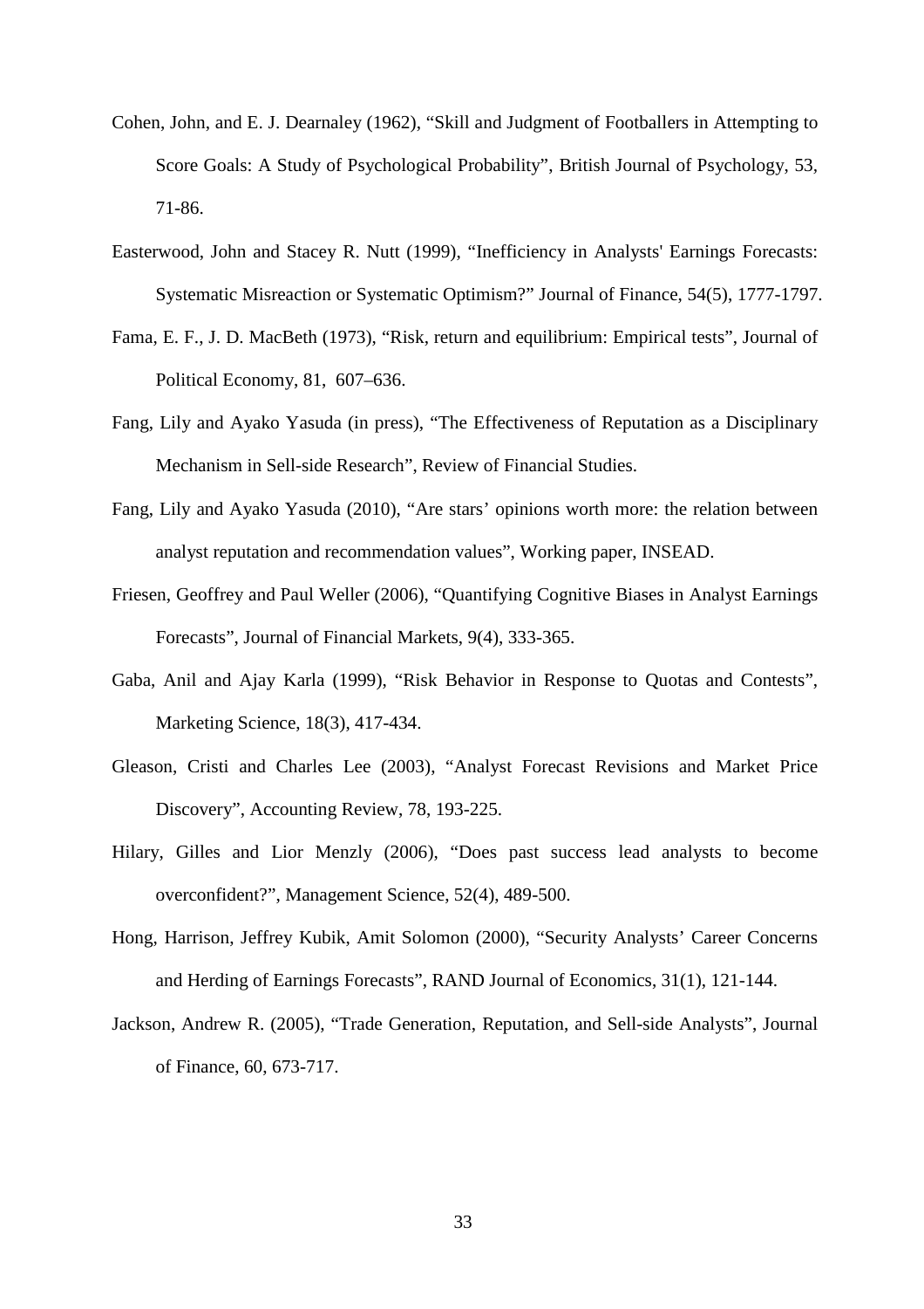Cohen, John, and E. J. Dearnaley (1962), "Skill and Judgment of Footballers in Attempting to Score Goals: A Study of Psychological Probability", British Journal of Psychology, 53, 71-86.

Easterwood, John and Stacey R. Nutt (1999), "Inefficiency in Analysts' Earnings Forecasts: Systematic Misreaction or Systematic Optimism?" Journal of Finance, 54(5), 1777-1797.

Fama, E. F., J. D. MacBeth (1973), "Risk, return and equilibrium: Empirical tests", Journal of Political Economy, 81, 607–636.

Fang, Lily and Ayako Yasuda (in press), "The Effectiveness of Reputation as a Disciplinary Mechanism in Sell-side Research", Review of Financial Studies.

Fang, Lily and Ayako Yasuda (2010), "Are stars' opinions worth more: the relation between analyst reputation and recommendation values", Working paper, INSEAD.

Friesen, Geoffrey and Paul Weller (2006), "Quantifying Cognitive Biases in Analyst Earnings Forecasts", Journal of Financial Markets, 9(4), 333-365.

Gaba, Anil and Ajay Karla (1999), "Risk Behavior in Response to Quotas and Contests", Marketing Science, 18(3), 417-434.

Gleason, Cristi and Charles Lee (2003), "Analyst Forecast Revisions and Market Price Discovery", Accounting Review, 78, 193-225.

Hilary, Gilles and Lior Menzly (2006), "Does past success lead analysts to become overconfident?", Management Science, 52(4), 489-500.

Hong, Harrison, Jeffrey Kubik, Amit Solomon (2000), "Security Analysts' Career Concerns and Herding of Earnings Forecasts", RAND Journal of Economics, 31(1), 121-144.

Jackson, Andrew R. (2005), "Trade Generation, Reputation, and Sell-side Analysts", Journal of Finance, 60, 673-717.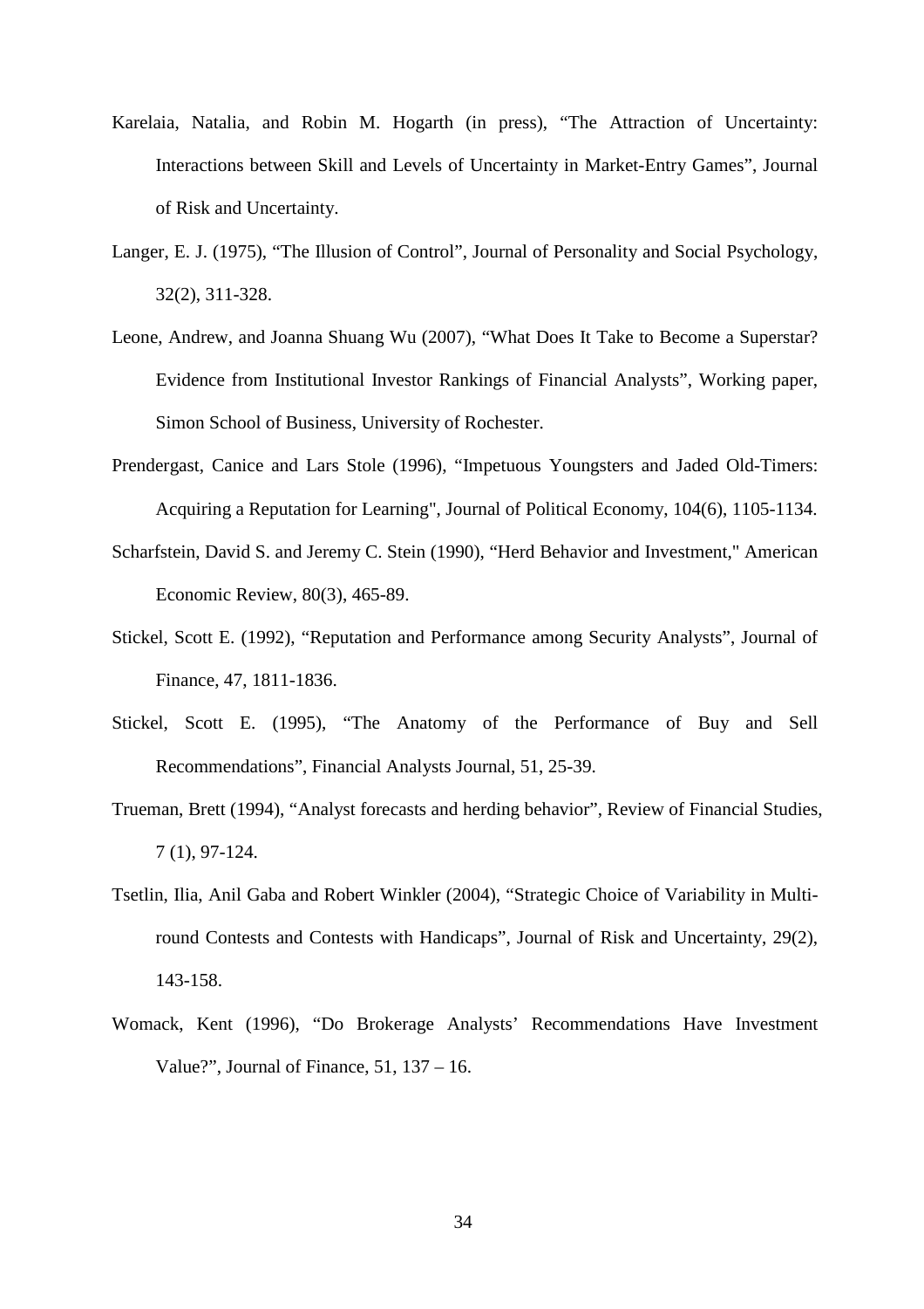Karelaia, Natalia, and Robin M. Hogarth (in press), "The Attraction of Uncertainty: Interactions between Skill and Levels of Uncertainty in Market-Entry Games", Journal of Risk and Uncertainty.

Langer, E. J. (1975), "The Illusion of Control", Journal of Personality and Social Psychology, 32(2), 311-328.

Leone, Andrew, and Joanna Shuang Wu (2007), "What Does It Take to Become a Superstar? Evidence from Institutional Investor Rankings of Financial Analysts", Working paper, Simon School of Business, University of Rochester.

Prendergast, Canice and Lars Stole (1996), "Impetuous Youngsters and Jaded Old-Timers: Acquiring a Reputation for Learning", Journal of Political Economy, 104(6), 1105-1134.

Scharfstein, David S. and Jeremy C. Stein (1990), "Herd Behavior and Investment," American Economic Review, 80(3), 465-89.

Stickel, Scott E. (1992), "Reputation and Performance among Security Analysts", Journal of Finance, 47, 1811-1836.

Stickel, Scott E. (1995), "The Anatomy of the Performance of Buy and Sell Recommendations", Financial Analysts Journal, 51, 25-39.

Trueman, Brett (1994), "Analyst forecasts and herding behavior", Review of Financial Studies, 7 (1), 97-124.

Tsetlin, Ilia, Anil Gaba and Robert Winkler (2004), "Strategic Choice of Variability in Multi-round Contests and Contests with Handicaps", Journal of Risk and Uncertainty, 29(2), 143-158.

Womack, Kent (1996), "Do Brokerage Analysts' Recommendations Have Investment Value?", Journal of Finance, 51, 137 – 16.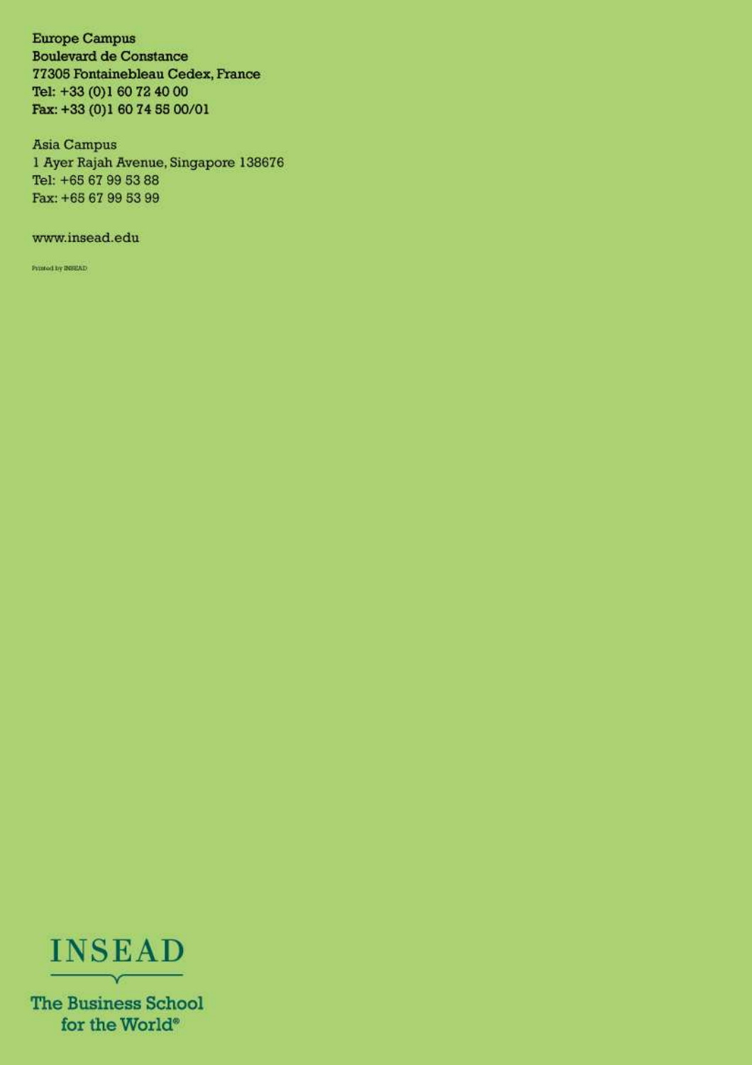**Europe Campus**
**Boulevard de Constance**
**77305 Fontainebleau Cedex, France**
**Tel: +33 (0)1 60 72 40 00**
**Fax: +33 (0)1 60 74 55 00/01**

Asia Campus
1 Ayer Rajah Avenue, Singapore 138676
Tel: +65 67 99 53 88
Fax: +65 67 99 53 99

www.insead.edu

Printed by INSEAD

INSEAD

The Business School
for the World®